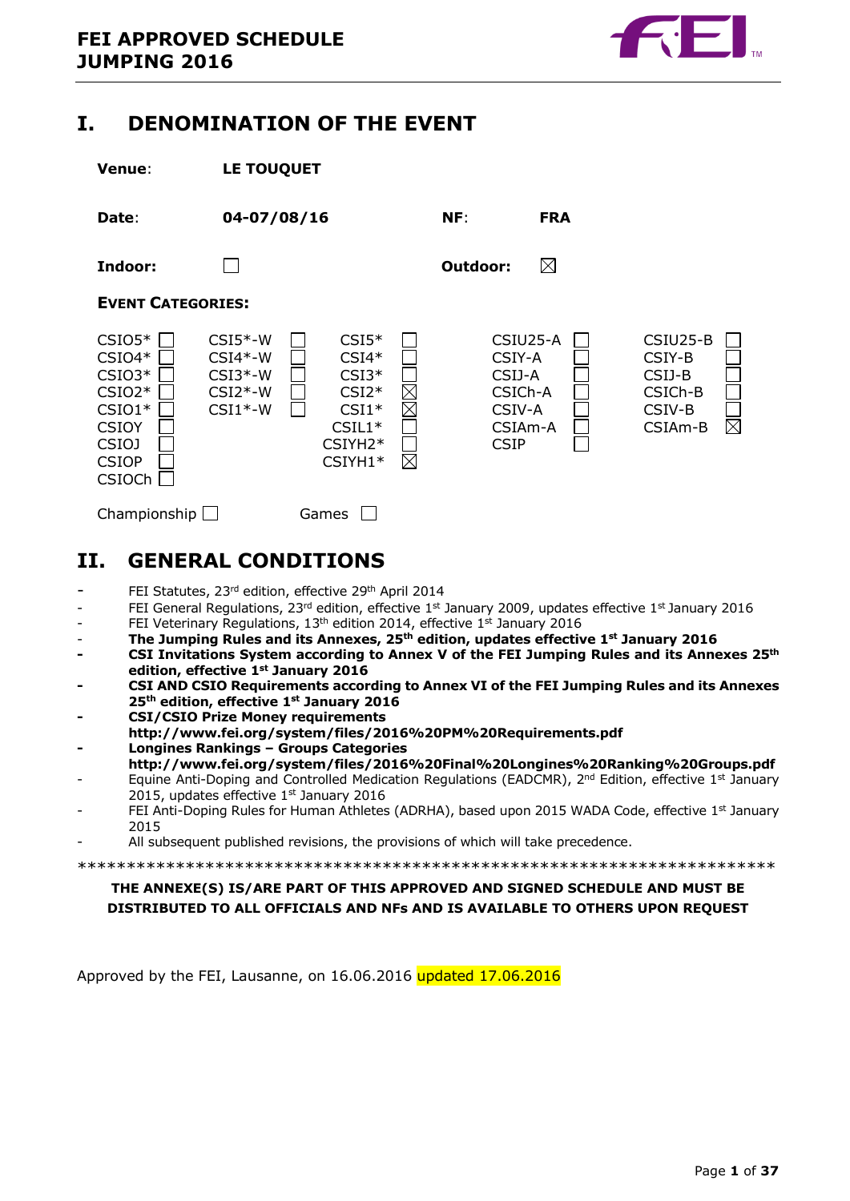**FEI APPROVED SCHEDULE**
**JUMPING 2016**

# I. DENOMINATION OF THE EVENT

**Venue**: **LE TOUQUET**

**Date**: **04-07/08/16** **NF**: **FRA**

**Indoor**: ☐ **Outdoor**: ☒

**EVENT CATEGORIES:**

| | | | | | | | | | |
|---|---|---|---|---|---|---|---|---|---|
| CSIO5* | ☐ | CSI5*-W | ☐ | CSI5* | ☐ | CSIU25-A | ☐ | CSIU25-B | ☐ |
| CSIO4* | ☐ | CSI4*-W | ☐ | CSI4* | ☐ | CSIY-A | ☐ | CSIY-B | ☐ |
| CSIO3* | ☐ | CSI3*-W | ☐ | CSI3* | ☐ | CSIJ-A | ☐ | CSIJ-B | ☐ |
| CSIO2* | ☐ | CSI2*-W | ☐ | CSI2* | ☒ | CSICh-A | ☐ | CSICh-B | ☐ |
| CSIO1* | ☐ | CSI1*-W | ☐ | CSI1* | ☒ | CSIV-A | ☐ | CSIV-B | ☐ |
| CSIOY | ☐ | | | CSIL1* | ☐ | CSIAm-A | ☐ | CSIAm-B | ☒ |
| CSIOJ | ☐ | | | CSIYH2* | ☐ | CSIP | ☐ | | |
| CSIOP | ☐ | | | CSIYH1* | ☒ | | | | |
| CSIOCh | ☐ | | | | | | | | |

Championship ☐ Games ☐

# II. GENERAL CONDITIONS

- FEI Statutes, 23rd edition, effective 29th April 2014
- FEI General Regulations, 23rd edition, effective 1st January 2009, updates effective 1st January 2016
- FEI Veterinary Regulations, 13th edition 2014, effective 1st January 2016
- **The Jumping Rules and its Annexes, 25th edition, updates effective 1st January 2016**
- **CSI Invitations System according to Annex V of the FEI Jumping Rules and its Annexes 25th edition, effective 1st January 2016**
- **CSI AND CSIO Requirements according to Annex VI of the FEI Jumping Rules and its Annexes 25th edition, effective 1st January 2016**
- **CSI/CSIO Prize Money requirements**
  **http://www.fei.org/system/files/2016%20PM%20Requirements.pdf**
- **Longines Rankings – Groups Categories**
  **http://www.fei.org/system/files/2016%20Final%20Longines%20Ranking%20Groups.pdf**
- Equine Anti-Doping and Controlled Medication Regulations (EADCMR), 2nd Edition, effective 1st January 2015, updates effective 1st January 2016
- FEI Anti-Doping Rules for Human Athletes (ADRHA), based upon 2015 WADA Code, effective 1st January 2015
- All subsequent published revisions, the provisions of which will take precedence.

*************************************************************************

**THE ANNEXE(S) IS/ARE PART OF THIS APPROVED AND SIGNED SCHEDULE AND MUST BE DISTRIBUTED TO ALL OFFICIALS AND NFs AND IS AVAILABLE TO OTHERS UPON REQUEST**

Approved by the FEI, Lausanne, on 16.06.2016 updated 17.06.2016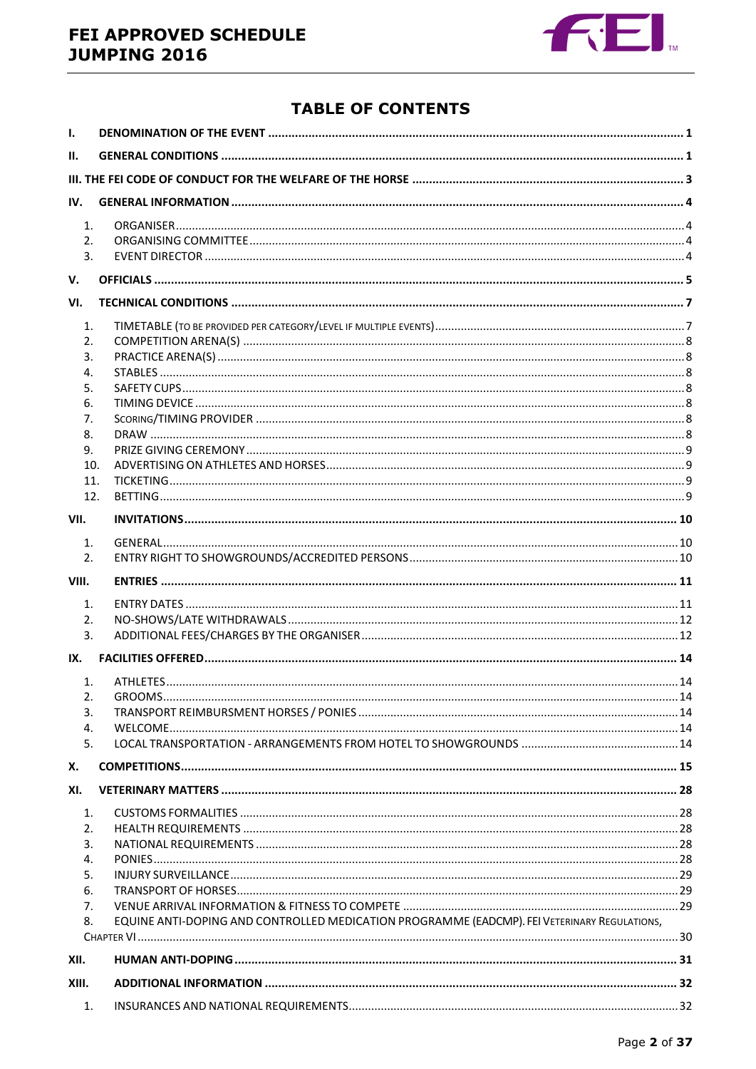# TABLE OF CONTENTS

- **I. DENOMINATION OF THE EVENT** ..... 1
- **II. GENERAL CONDITIONS** ..... 1
- **III. THE FEI CODE OF CONDUCT FOR THE WELFARE OF THE HORSE** ..... 3
- **IV. GENERAL INFORMATION** ..... 4
  1. ORGANISER ..... 4
  2. ORGANISING COMMITTEE ..... 4
  3. EVENT DIRECTOR ..... 4
- **V. OFFICIALS** ..... 5
- **VI. TECHNICAL CONDITIONS** ..... 7
  1. TIMETABLE (TO BE PROVIDED PER CATEGORY/LEVEL IF MULTIPLE EVENTS) ..... 7
  2. COMPETITION ARENA(S) ..... 8
  3. PRACTICE ARENA(S) ..... 8
  4. STABLES ..... 8
  5. SAFETY CUPS ..... 8
  6. TIMING DEVICE ..... 8
  7. SCORING/TIMING PROVIDER ..... 8
  8. DRAW ..... 8
  9. PRIZE GIVING CEREMONY ..... 9
  10. ADVERTISING ON ATHLETES AND HORSES ..... 9
  11. TICKETING ..... 9
  12. BETTING ..... 9
- **VII. INVITATIONS** ..... 10
  1. GENERAL ..... 10
  2. ENTRY RIGHT TO SHOWGROUNDS/ACCREDITED PERSONS ..... 10
- **VIII. ENTRIES** ..... 11
  1. ENTRY DATES ..... 11
  2. NO-SHOWS/LATE WITHDRAWALS ..... 12
  3. ADDITIONAL FEES/CHARGES BY THE ORGANISER ..... 12
- **IX. FACILITIES OFFERED** ..... 14
  1. ATHLETES ..... 14
  2. GROOMS ..... 14
  3. TRANSPORT REIMBURSMENT HORSES / PONIES ..... 14
  4. WELCOME ..... 14
  5. LOCAL TRANSPORTATION - ARRANGEMENTS FROM HOTEL TO SHOWGROUNDS ..... 14
- **X. COMPETITIONS** ..... 15
- **XI. VETERINARY MATTERS** ..... 28
  1. CUSTOMS FORMALITIES ..... 28
  2. HEALTH REQUIREMENTS ..... 28
  3. NATIONAL REQUIREMENTS ..... 28
  4. PONIES ..... 28
  5. INJURY SURVEILLANCE ..... 29
  6. TRANSPORT OF HORSES ..... 29
  7. VENUE ARRIVAL INFORMATION & FITNESS TO COMPETE ..... 29
  8. EQUINE ANTI-DOPING AND CONTROLLED MEDICATION PROGRAMME (EADCMP). FEI VETERINARY REGULATIONS, CHAPTER VI ..... 30
- **XII. HUMAN ANTI-DOPING** ..... 31
- **XIII. ADDITIONAL INFORMATION** ..... 32
  1. INSURANCES AND NATIONAL REQUIREMENTS ..... 32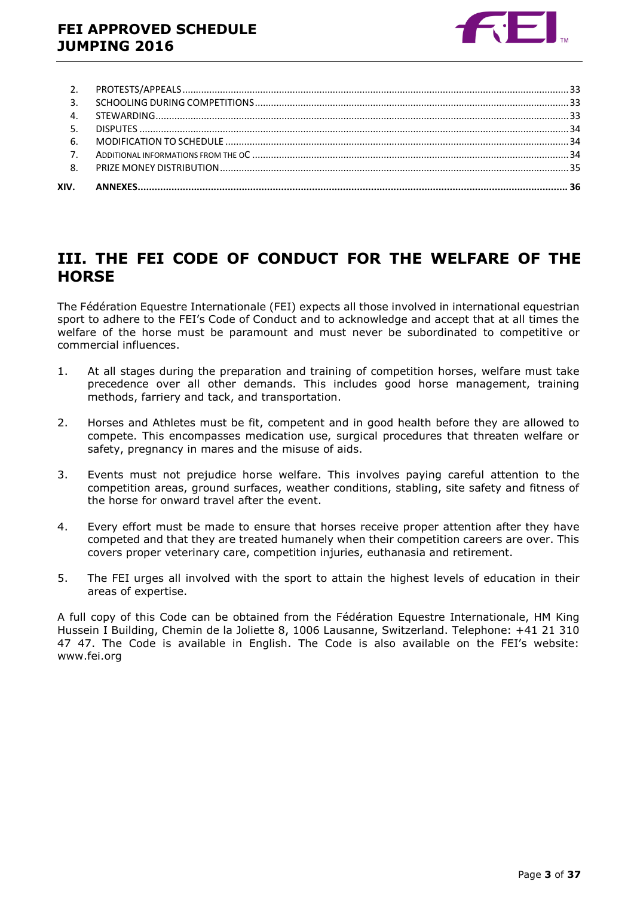| | | |
|---|---|---|
| 2. | PROTESTS/APPEALS | 33 |
| 3. | SCHOOLING DURING COMPETITIONS | 33 |
| 4. | STEWARDING | 33 |
| 5. | DISPUTES | 34 |
| 6. | MODIFICATION TO SCHEDULE | 34 |
| 7. | ADDITIONAL INFORMATIONS FROM THE OC | 34 |
| 8. | PRIZE MONEY DISTRIBUTION | 35 |
| **XIV.** | **ANNEXES** | **36** |

# III. THE FEI CODE OF CONDUCT FOR THE WELFARE OF THE HORSE

The Fédération Equestre Internationale (FEI) expects all those involved in international equestrian sport to adhere to the FEI's Code of Conduct and to acknowledge and accept that at all times the welfare of the horse must be paramount and must never be subordinated to competitive or commercial influences.

1. At all stages during the preparation and training of competition horses, welfare must take precedence over all other demands. This includes good horse management, training methods, farriery and tack, and transportation.

2. Horses and Athletes must be fit, competent and in good health before they are allowed to compete. This encompasses medication use, surgical procedures that threaten welfare or safety, pregnancy in mares and the misuse of aids.

3. Events must not prejudice horse welfare. This involves paying careful attention to the competition areas, ground surfaces, weather conditions, stabling, site safety and fitness of the horse for onward travel after the event.

4. Every effort must be made to ensure that horses receive proper attention after they have competed and that they are treated humanely when their competition careers are over. This covers proper veterinary care, competition injuries, euthanasia and retirement.

5. The FEI urges all involved with the sport to attain the highest levels of education in their areas of expertise.

A full copy of this Code can be obtained from the Fédération Equestre Internationale, HM King Hussein I Building, Chemin de la Joliette 8, 1006 Lausanne, Switzerland. Telephone: +41 21 310 47 47. The Code is available in English. The Code is also available on the FEI's website: www.fei.org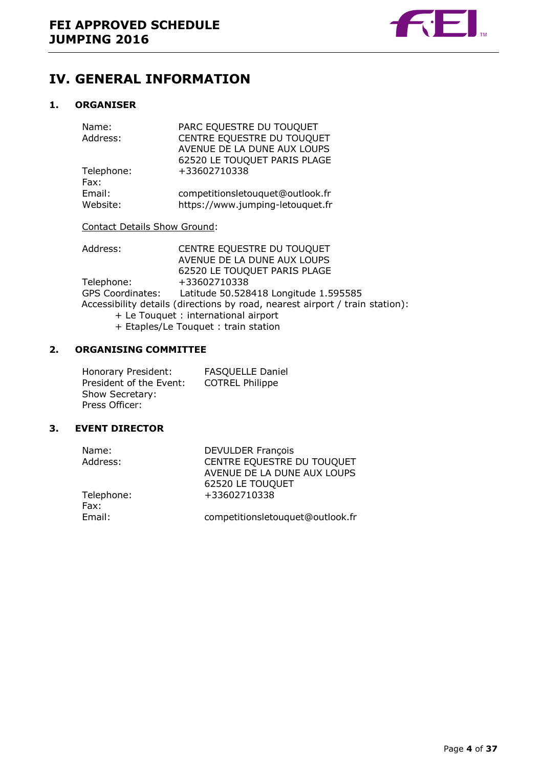# IV. GENERAL INFORMATION

## 1. ORGANISER

| | |
|---|---|
| Name: | PARC EQUESTRE DU TOUQUET |
| Address: | CENTRE EQUESTRE DU TOUQUET<br>AVENUE DE LA DUNE AUX LOUPS<br>62520 LE TOUQUET PARIS PLAGE |
| Telephone: | +33602710338 |
| Fax: | |
| Email: | competitionsletouquet@outlook.fr |
| Website: | https://www.jumping-letouquet.fr |

Contact Details Show Ground:

| | |
|---|---|
| Address: | CENTRE EQUESTRE DU TOUQUET<br>AVENUE DE LA DUNE AUX LOUPS<br>62520 LE TOUQUET PARIS PLAGE |
| Telephone: | +33602710338 |
| GPS Coordinates: | Latitude 50.528418 Longitude 1.595585 |

Accessibility details (directions by road, nearest airport / train station):

+ Le Touquet : international airport
+ Etaples/Le Touquet : train station

## 2. ORGANISING COMMITTEE

| | |
|---|---|
| Honorary President: | FASQUELLE Daniel |
| President of the Event: | COTREL Philippe |
| Show Secretary: | |
| Press Officer: | |

## 3. EVENT DIRECTOR

| | |
|---|---|
| Name: | DEVULDER François |
| Address: | CENTRE EQUESTRE DU TOUQUET<br>AVENUE DE LA DUNE AUX LOUPS<br>62520 LE TOUQUET |
| Telephone: | +33602710338 |
| Fax: | |
| Email: | competitionsletouquet@outlook.fr |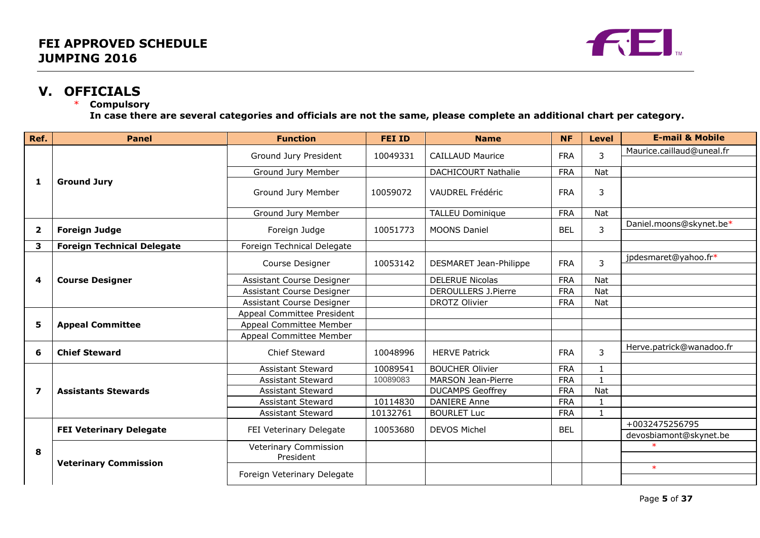# FEI APPROVED SCHEDULE JUMPING 2016

## V. OFFICIALS

\* **Compulsory**

**In case there are several categories and officials are not the same, please complete an additional chart per category.**

| Ref. | Panel | Function | FEI ID | Name | NF | Level | E-mail & Mobile |
|---|---|---|---|---|---|---|---|
| 1 | **Ground Jury** | Ground Jury President | 10049331 | CAILLAUD Maurice | FRA | 3 | Maurice.caillaud@uneal.fr |
| | | Ground Jury Member | | DACHICOURT Nathalie | FRA | Nat | |
| | | Ground Jury Member | 10059072 | VAUDREL Frédéric | FRA | 3 | |
| | | Ground Jury Member | | TALLEU Dominique | FRA | Nat | |
| 2 | **Foreign Judge** | Foreign Judge | 10051773 | MOONS Daniel | BEL | 3 | Daniel.moons@skynet.be* |
| 3 | **Foreign Technical Delegate** | Foreign Technical Delegate | | | | | |
| 4 | **Course Designer** | Course Designer | 10053142 | DESMARET Jean-Philippe | FRA | 3 | jpdesmaret@yahoo.fr* |
| | | Assistant Course Designer | | DELERUE Nicolas | FRA | Nat | |
| | | Assistant Course Designer | | DEROULLERS J.Pierre | FRA | Nat | |
| | | Assistant Course Designer | | DROTZ Olivier | FRA | Nat | |
| 5 | **Appeal Committee** | Appeal Committee President | | | | | |
| | | Appeal Committee Member | | | | | |
| | | Appeal Committee Member | | | | | |
| 6 | **Chief Steward** | Chief Steward | 10048996 | HERVE Patrick | FRA | 3 | Herve.patrick@wanadoo.fr |
| 7 | **Assistants Stewards** | Assistant Steward | 10089541 | BOUCHER Olivier | FRA | 1 | |
| | | Assistant Steward | 10089083 | MARSON Jean-Pierre | FRA | 1 | |
| | | Assistant Steward | | DUCAMPS Geoffrey | FRA | Nat | |
| | | Assistant Steward | 10114830 | DANIERE Anne | FRA | 1 | |
| | | Assistant Steward | 10132761 | BOURLET Luc | FRA | 1 | |
| 8 | **FEI Veterinary Delegate** | FEI Veterinary Delegate | 10053680 | DEVOS Michel | BEL | | +0032475256795 devosbiamont@skynet.be |
| | **Veterinary Commission** | Veterinary Commission President | | | | | * |
| | | Foreign Veterinary Delegate | | | | | * |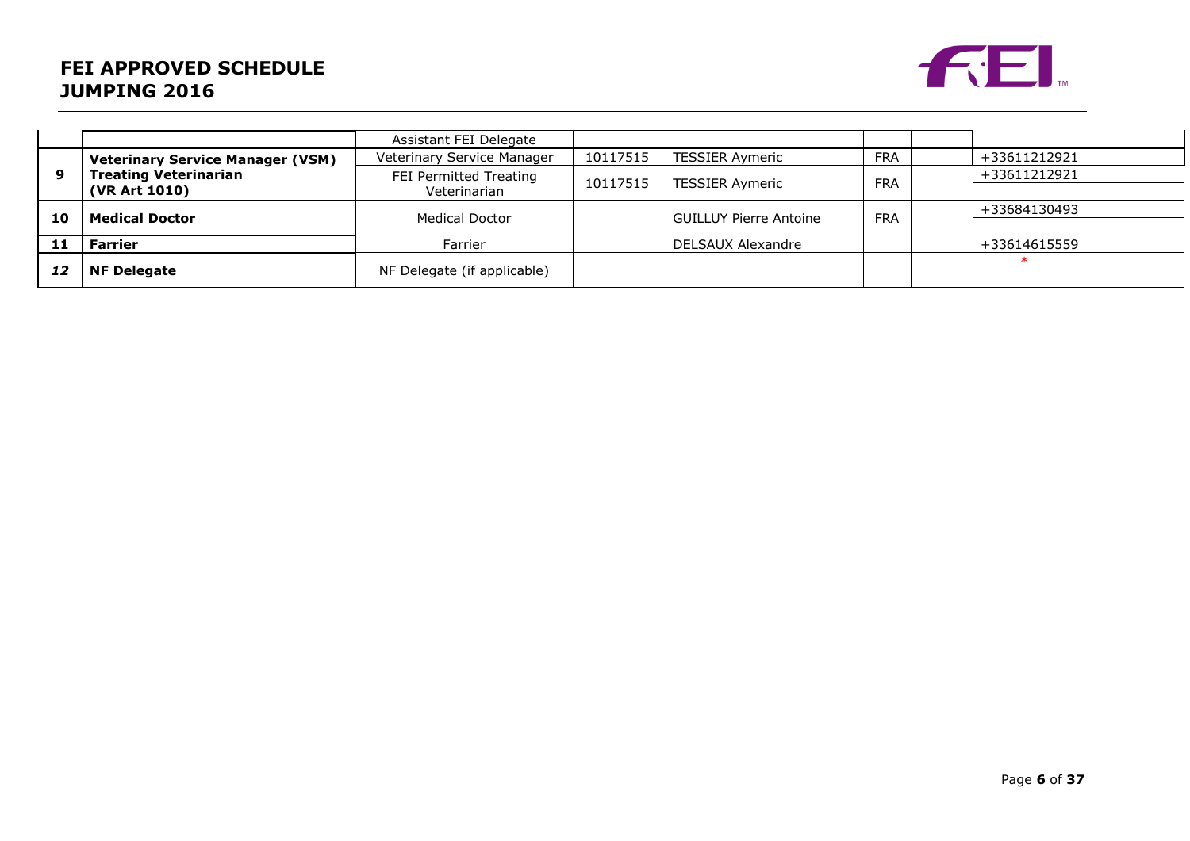# FEI APPROVED SCHEDULE JUMPING 2016

| | | | | | | | |
|---|---|---|---|---|---|---|---|
| | | Assistant FEI Delegate | | | | | |
| 9 | **Veterinary Service Manager (VSM)** | Veterinary Service Manager | 10117515 | TESSIER Aymeric | FRA | | +33611212921 |
| | **Treating Veterinarian (VR Art 1010)** | FEI Permitted Treating Veterinarian | 10117515 | TESSIER Aymeric | FRA | | +33611212921 |
| 10 | **Medical Doctor** | Medical Doctor | | GUILLUY Pierre Antoine | FRA | | +33684130493 |
| 11 | **Farrier** | Farrier | | DELSAUX Alexandre | | | +33614615559 |
| *12* | **NF Delegate** | NF Delegate (if applicable) | | | | | * |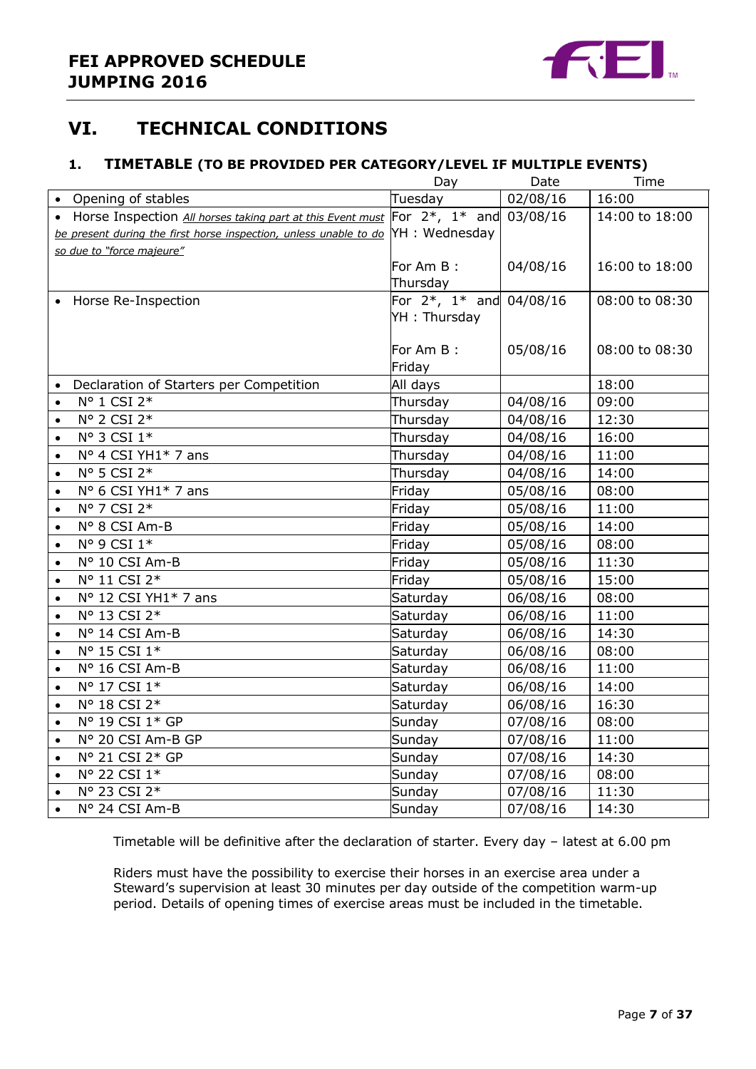# VI. TECHNICAL CONDITIONS

## 1. TIMETABLE (TO BE PROVIDED PER CATEGORY/LEVEL IF MULTIPLE EVENTS)

| | Day | Date | Time |
|---|---|---|---|
| • Opening of stables | Tuesday | 02/08/16 | 16:00 |
| • Horse Inspection *All horses taking part at this Event must be present during the first horse inspection, unless unable to do so due to "force majeure"* | For 2*, 1* and YH : Wednesday | 03/08/16 | 14:00 to 18:00 |
| | For Am B : Thursday | 04/08/16 | 16:00 to 18:00 |
| • Horse Re-Inspection | For 2*, 1* and YH : Thursday | 04/08/16 | 08:00 to 08:30 |
| | For Am B : Friday | 05/08/16 | 08:00 to 08:30 |
| • Declaration of Starters per Competition | All days | | 18:00 |
| • N° 1 CSI 2* | Thursday | 04/08/16 | 09:00 |
| • N° 2 CSI 2* | Thursday | 04/08/16 | 12:30 |
| • N° 3 CSI 1* | Thursday | 04/08/16 | 16:00 |
| • N° 4 CSI YH1* 7 ans | Thursday | 04/08/16 | 11:00 |
| • N° 5 CSI 2* | Thursday | 04/08/16 | 14:00 |
| • N° 6 CSI YH1* 7 ans | Friday | 05/08/16 | 08:00 |
| • N° 7 CSI 2* | Friday | 05/08/16 | 11:00 |
| • N° 8 CSI Am-B | Friday | 05/08/16 | 14:00 |
| • N° 9 CSI 1* | Friday | 05/08/16 | 08:00 |
| • N° 10 CSI Am-B | Friday | 05/08/16 | 11:30 |
| • N° 11 CSI 2* | Friday | 05/08/16 | 15:00 |
| • N° 12 CSI YH1* 7 ans | Saturday | 06/08/16 | 08:00 |
| • N° 13 CSI 2* | Saturday | 06/08/16 | 11:00 |
| • N° 14 CSI Am-B | Saturday | 06/08/16 | 14:30 |
| • N° 15 CSI 1* | Saturday | 06/08/16 | 08:00 |
| • N° 16 CSI Am-B | Saturday | 06/08/16 | 11:00 |
| • N° 17 CSI 1* | Saturday | 06/08/16 | 14:00 |
| • N° 18 CSI 2* | Saturday | 06/08/16 | 16:30 |
| • N° 19 CSI 1* GP | Sunday | 07/08/16 | 08:00 |
| • N° 20 CSI Am-B GP | Sunday | 07/08/16 | 11:00 |
| • N° 21 CSI 2* GP | Sunday | 07/08/16 | 14:30 |
| • N° 22 CSI 1* | Sunday | 07/08/16 | 08:00 |
| • N° 23 CSI 2* | Sunday | 07/08/16 | 11:30 |
| • N° 24 CSI Am-B | Sunday | 07/08/16 | 14:30 |

Timetable will be definitive after the declaration of starter. Every day – latest at 6.00 pm

Riders must have the possibility to exercise their horses in an exercise area under a Steward's supervision at least 30 minutes per day outside of the competition warm-up period. Details of opening times of exercise areas must be included in the timetable.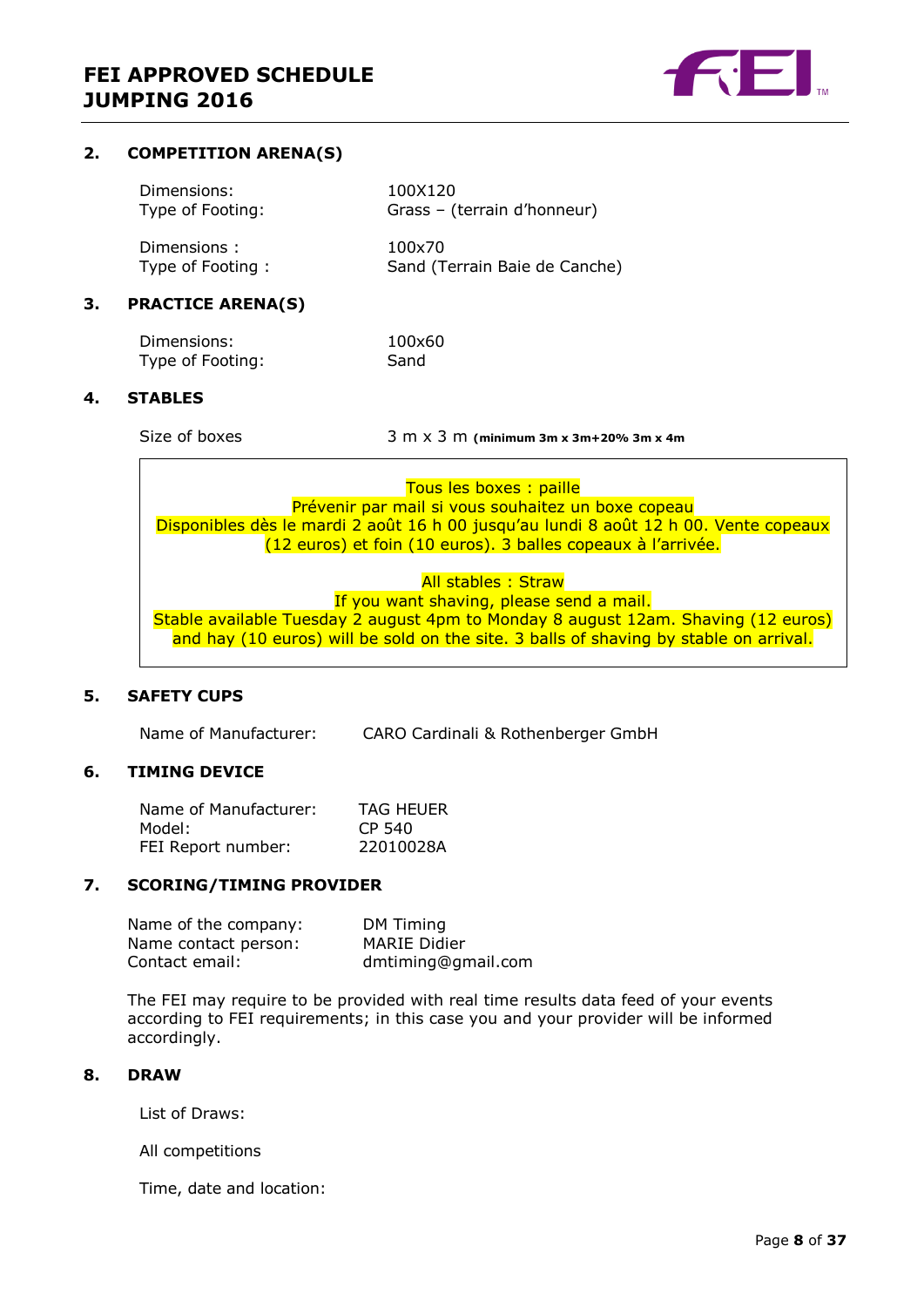## 2. COMPETITION ARENA(S)

| | |
|---|---|
| Dimensions: | 100X120 |
| Type of Footing: | Grass – (terrain d'honneur) |
| Dimensions : | 100x70 |
| Type of Footing : | Sand (Terrain Baie de Canche) |

## 3. PRACTICE ARENA(S)

| | |
|---|---|
| Dimensions: | 100x60 |
| Type of Footing: | Sand |

## 4. STABLES

Size of boxes 3 m x 3 m **(minimum 3m x 3m+20% 3m x 4m**

Tous les boxes : paille
Prévenir par mail si vous souhaitez un boxe copeau
Disponibles dès le mardi 2 août 16 h 00 jusqu'au lundi 8 août 12 h 00. Vente copeaux (12 euros) et foin (10 euros). 3 balles copeaux à l'arrivée.

All stables : Straw
If you want shaving, please send a mail.
Stable available Tuesday 2 august 4pm to Monday 8 august 12am. Shaving (12 euros) and hay (10 euros) will be sold on the site. 3 balls of shaving by stable on arrival.

## 5. SAFETY CUPS

Name of Manufacturer: CARO Cardinali & Rothenberger GmbH

## 6. TIMING DEVICE

| | |
|---|---|
| Name of Manufacturer: | TAG HEUER |
| Model: | CP 540 |
| FEI Report number: | 22010028A |

## 7. SCORING/TIMING PROVIDER

| | |
|---|---|
| Name of the company: | DM Timing |
| Name contact person: | MARIE Didier |
| Contact email: | dmtiming@gmail.com |

The FEI may require to be provided with real time results data feed of your events according to FEI requirements; in this case you and your provider will be informed accordingly.

## 8. DRAW

List of Draws:

All competitions

Time, date and location: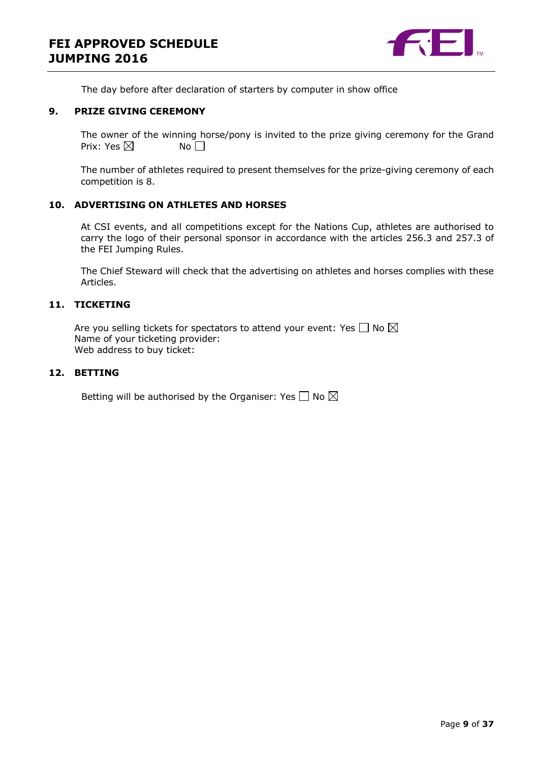The day before after declaration of starters by computer in show office

## 9. PRIZE GIVING CEREMONY

The owner of the winning horse/pony is invited to the prize giving ceremony for the Grand Prix: Yes ☒ No ☐

The number of athletes required to present themselves for the prize-giving ceremony of each competition is 8.

## 10. ADVERTISING ON ATHLETES AND HORSES

At CSI events, and all competitions except for the Nations Cup, athletes are authorised to carry the logo of their personal sponsor in accordance with the articles 256.3 and 257.3 of the FEI Jumping Rules.

The Chief Steward will check that the advertising on athletes and horses complies with these Articles.

## 11. TICKETING

Are you selling tickets for spectators to attend your event: Yes ☐ No ☒
Name of your ticketing provider:
Web address to buy ticket:

## 12. BETTING

Betting will be authorised by the Organiser: Yes ☐ No ☒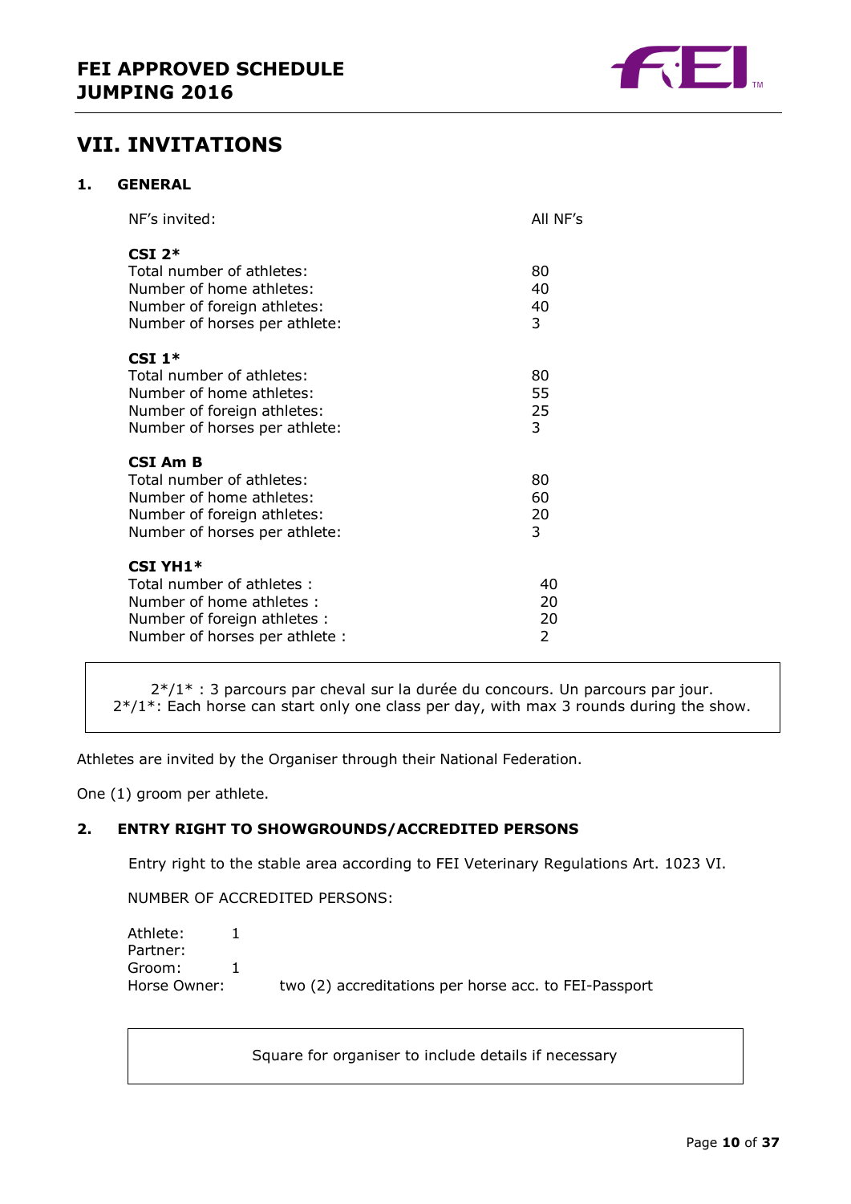## VII. INVITATIONS

### 1. GENERAL

| | |
|---|---|
| NF's invited: | All NF's |

**CSI 2***

| | |
|---|---|
| Total number of athletes: | 80 |
| Number of home athletes: | 40 |
| Number of foreign athletes: | 40 |
| Number of horses per athlete: | 3 |

**CSI 1***

| | |
|---|---|
| Total number of athletes: | 80 |
| Number of home athletes: | 55 |
| Number of foreign athletes: | 25 |
| Number of horses per athlete: | 3 |

**CSI Am B**

| | |
|---|---|
| Total number of athletes: | 80 |
| Number of home athletes: | 60 |
| Number of foreign athletes: | 20 |
| Number of horses per athlete: | 3 |

**CSI YH1***

| | |
|---|---|
| Total number of athletes : | 40 |
| Number of home athletes : | 20 |
| Number of foreign athletes : | 20 |
| Number of horses per athlete : | 2 |

> 2*/1* : 3 parcours par cheval sur la durée du concours. Un parcours par jour.
> 2*/1*: Each horse can start only one class per day, with max 3 rounds during the show.

Athletes are invited by the Organiser through their National Federation.

One (1) groom per athlete.

### 2. ENTRY RIGHT TO SHOWGROUNDS/ACCREDITED PERSONS

Entry right to the stable area according to FEI Veterinary Regulations Art. 1023 VI.

NUMBER OF ACCREDITED PERSONS:

| | |
|---|---|
| Athlete: | 1 |
| Partner: | |
| Groom: | 1 |
| Horse Owner: | two (2) accreditations per horse acc. to FEI-Passport |

> Square for organiser to include details if necessary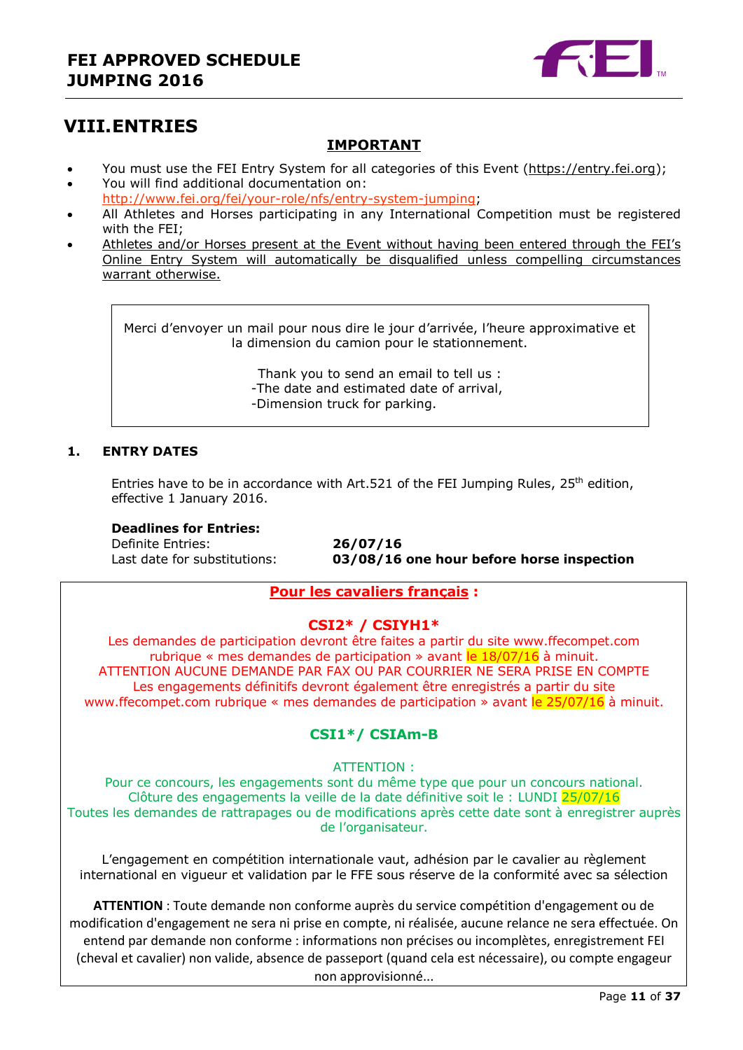# VIII. ENTRIES

**IMPORTANT**

- You must use the FEI Entry System for all categories of this Event (https://entry.fei.org);
- You will find additional documentation on: http://www.fei.org/fei/your-role/nfs/entry-system-jumping;
- All Athletes and Horses participating in any International Competition must be registered with the FEI;
- Athletes and/or Horses present at the Event without having been entered through the FEI's Online Entry System will automatically be disqualified unless compelling circumstances warrant otherwise.

> Merci d'envoyer un mail pour nous dire le jour d'arrivée, l'heure approximative et la dimension du camion pour le stationnement.
>
> Thank you to send an email to tell us :
> -The date and estimated date of arrival,
> -Dimension truck for parking.

## 1. ENTRY DATES

Entries have to be in accordance with Art.521 of the FEI Jumping Rules, 25th edition, effective 1 January 2016.

**Deadlines for Entries:**

| | |
|---|---|
| Definite Entries: | **26/07/16** |
| Last date for substitutions: | **03/08/16 one hour before horse inspection** |

**Pour les cavaliers français :**

**CSI2* / CSIYH1***

Les demandes de participation devront être faites a partir du site www.ffecompet.com rubrique « mes demandes de participation » avant le 18/07/16 à minuit.
ATTENTION AUCUNE DEMANDE PAR FAX OU PAR COURRIER NE SERA PRISE EN COMPTE
Les engagements définitifs devront également être enregistrés a partir du site www.ffecompet.com rubrique « mes demandes de participation » avant le 25/07/16 à minuit.

**CSI1*/ CSIAm-B**

ATTENTION :
Pour ce concours, les engagements sont du même type que pour un concours national.
Clôture des engagements la veille de la date définitive soit le : LUNDI 25/07/16
Toutes les demandes de rattrapages ou de modifications après cette date sont à enregistrer auprès de l'organisateur.

L'engagement en compétition internationale vaut, adhésion par le cavalier au règlement international en vigueur et validation par le FFE sous réserve de la conformité avec sa sélection

**ATTENTION** : Toute demande non conforme auprès du service compétition d'engagement ou de modification d'engagement ne sera ni prise en compte, ni réalisée, aucune relance ne sera effectuée. On entend par demande non conforme : informations non précises ou incomplètes, enregistrement FEI (cheval et cavalier) non valide, absence de passeport (quand cela est nécessaire), ou compte engageur non approvisionné...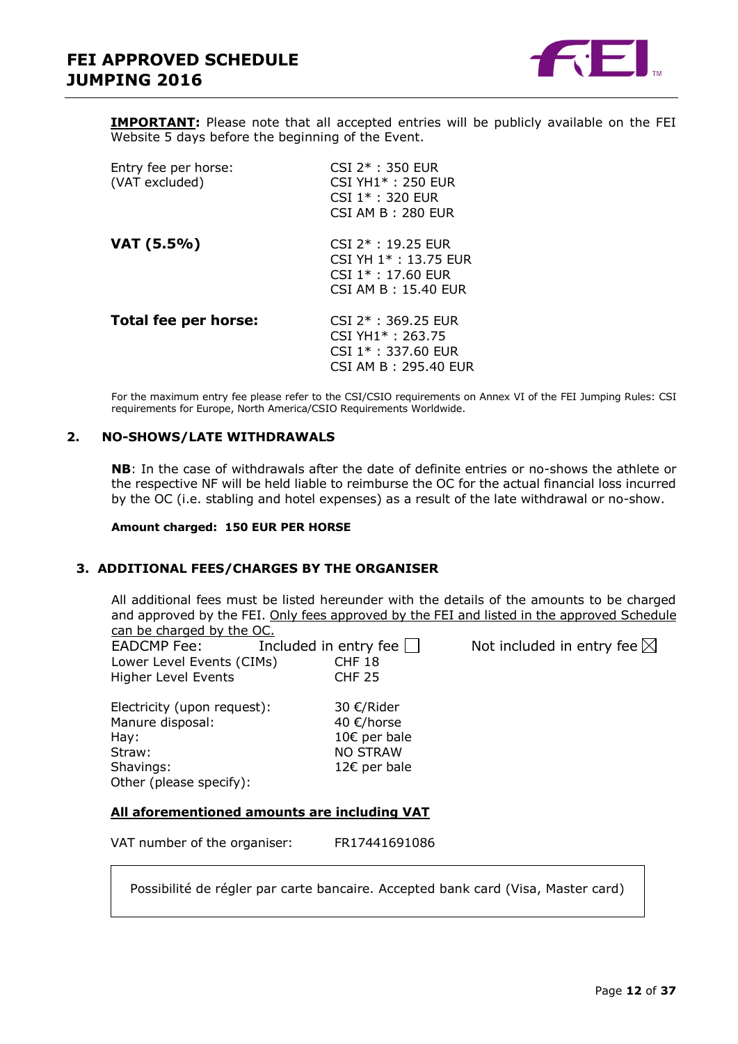**IMPORTANT:** Please note that all accepted entries will be publicly available on the FEI Website 5 days before the beginning of the Event.

| | |
|---|---|
| Entry fee per horse: (VAT excluded) | CSI 2* : 350 EUR<br>CSI YH1* : 250 EUR<br>CSI 1* : 320 EUR<br>CSI AM B : 280 EUR |
| **VAT (5.5%)** | CSI 2* : 19.25 EUR<br>CSI YH 1* : 13.75 EUR<br>CSI 1* : 17.60 EUR<br>CSI AM B : 15.40 EUR |
| **Total fee per horse:** | CSI 2* : 369.25 EUR<br>CSI YH1* : 263.75<br>CSI 1* : 337.60 EUR<br>CSI AM B : 295.40 EUR |

For the maximum entry fee please refer to the CSI/CSIO requirements on Annex VI of the FEI Jumping Rules: CSI requirements for Europe, North America/CSIO Requirements Worldwide.

## 2. NO-SHOWS/LATE WITHDRAWALS

**NB**: In the case of withdrawals after the date of definite entries or no-shows the athlete or the respective NF will be held liable to reimburse the OC for the actual financial loss incurred by the OC (i.e. stabling and hotel expenses) as a result of the late withdrawal or no-show.

**Amount charged: 150 EUR PER HORSE**

## 3. ADDITIONAL FEES/CHARGES BY THE ORGANISER

All additional fees must be listed hereunder with the details of the amounts to be charged and approved by the FEI. Only fees approved by the FEI and listed in the approved Schedule can be charged by the OC.

EADCMP Fee: Included in entry fee ☐ Not included in entry fee ☒

| | |
|---|---|
| Lower Level Events (CIMs) | CHF 18 |
| Higher Level Events | CHF 25 |

| | |
|---|---|
| Electricity (upon request): | 30 €/Rider |
| Manure disposal: | 40 €/horse |
| Hay: | 10€ per bale |
| Straw: | NO STRAW |
| Shavings: | 12€ per bale |
| Other (please specify): | |

**All aforementioned amounts are including VAT**

VAT number of the organiser: FR17441691086

Possibilité de régler par carte bancaire. Accepted bank card (Visa, Master card)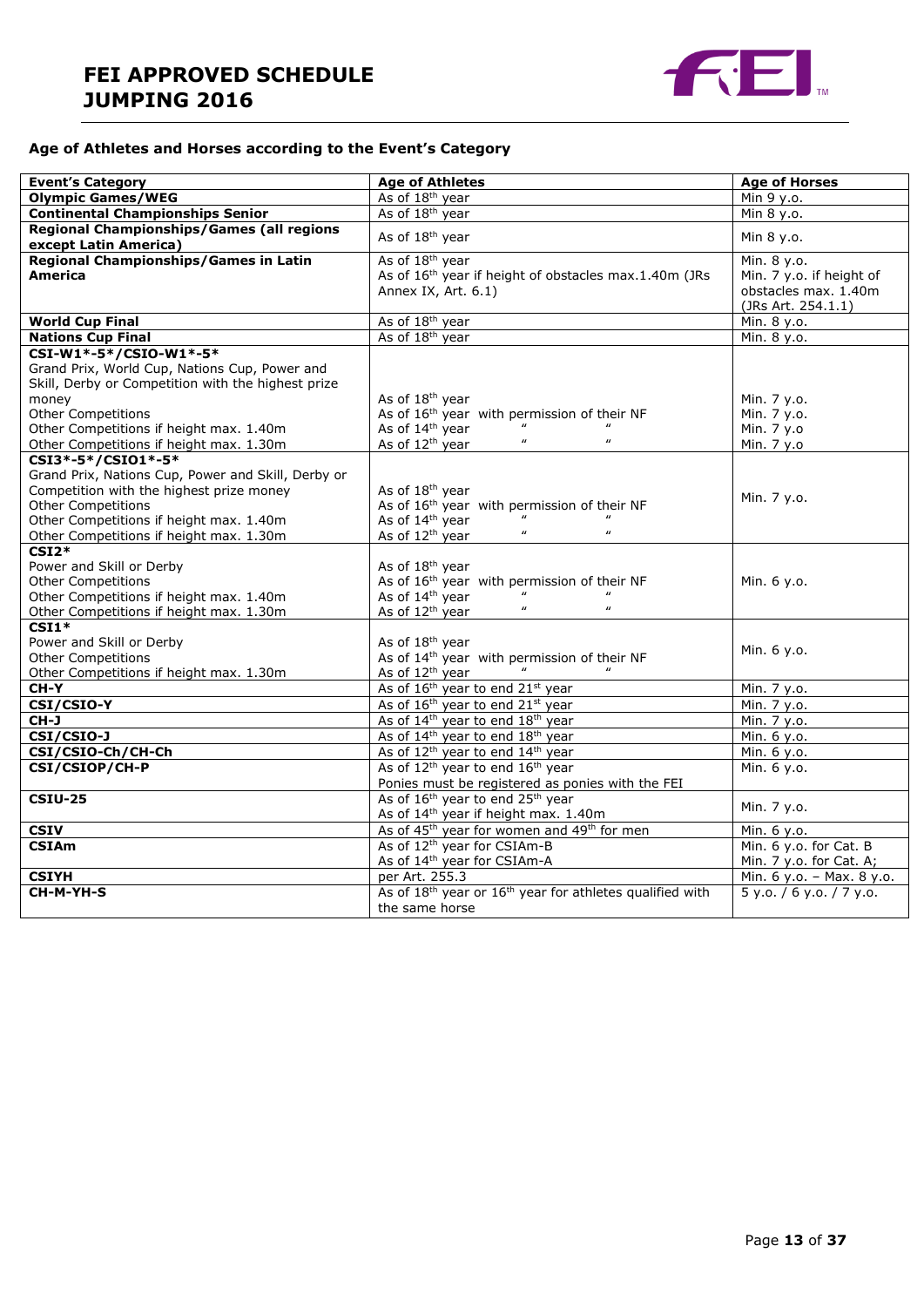# FEI APPROVED SCHEDULE JUMPING 2016

### Age of Athletes and Horses according to the Event's Category

| Event's Category | Age of Athletes | Age of Horses |
|---|---|---|
| **Olympic Games/WEG** | As of 18th year | Min 9 y.o. |
| **Continental Championships Senior** | As of 18th year | Min 8 y.o. |
| **Regional Championships/Games (all regions except Latin America)** | As of 18th year | Min 8 y.o. |
| **Regional Championships/Games in Latin America** | As of 18th year<br>As of 16th year if height of obstacles max.1.40m (JRs Annex IX, Art. 6.1) | Min. 8 y.o.<br>Min. 7 y.o. if height of obstacles max. 1.40m (JRs Art. 254.1.1) |
| **World Cup Final** | As of 18th year | Min. 8 y.o. |
| **Nations Cup Final** | As of 18th year | Min. 8 y.o. |
| **CSI-W1*-5*/CSIO-W1*-5***<br>Grand Prix, World Cup, Nations Cup, Power and Skill, Derby or Competition with the highest prize money<br>Other Competitions<br>Other Competitions if height max. 1.40m<br>Other Competitions if height max. 1.30m | As of 18th year<br>As of 16th year with permission of their NF<br>As of 14th year " "<br>As of 12th year " " | Min. 7 y.o.<br>Min. 7 y.o.<br>Min. 7 y.o<br>Min. 7 y.o |
| **CSI3*-5*/CSIO1*-5***<br>Grand Prix, Nations Cup, Power and Skill, Derby or Competition with the highest prize money<br>Other Competitions<br>Other Competitions if height max. 1.40m<br>Other Competitions if height max. 1.30m | As of 18th year<br>As of 16th year with permission of their NF<br>As of 14th year " "<br>As of 12th year " " | Min. 7 y.o. |
| **CSI2***<br>Power and Skill or Derby<br>Other Competitions<br>Other Competitions if height max. 1.40m<br>Other Competitions if height max. 1.30m | As of 18th year<br>As of 16th year with permission of their NF<br>As of 14th year " "<br>As of 12th year " " | Min. 6 y.o. |
| **CSI1***<br>Power and Skill or Derby<br>Other Competitions<br>Other Competitions if height max. 1.30m | As of 18th year<br>As of 14th year with permission of their NF<br>As of 12th year " " | Min. 6 y.o. |
| **CH-Y** | As of 16th year to end 21st year | Min. 7 y.o. |
| **CSI/CSIO-Y** | As of 16th year to end 21st year | Min. 7 y.o. |
| **CH-J** | As of 14th year to end 18th year | Min. 7 y.o. |
| **CSI/CSIO-J** | As of 14th year to end 18th year | Min. 6 y.o. |
| **CSI/CSIO-Ch/CH-Ch** | As of 12th year to end 14th year | Min. 6 y.o. |
| **CSI/CSIOP/CH-P** | As of 12th year to end 16th year<br>Ponies must be registered as ponies with the FEI | Min. 6 y.o. |
| **CSIU-25** | As of 16th year to end 25th year<br>As of 14th year if height max. 1.40m | Min. 7 y.o. |
| **CSIV** | As of 45th year for women and 49th for men | Min. 6 y.o. |
| **CSIAm** | As of 12th year for CSIAm-B<br>As of 14th year for CSIAm-A | Min. 6 y.o. for Cat. B<br>Min. 7 y.o. for Cat. A; |
| **CSIYH** | per Art. 255.3 | Min. 6 y.o. – Max. 8 y.o. |
| **CH-M-YH-S** | As of 18th year or 16th year for athletes qualified with the same horse | 5 y.o. / 6 y.o. / 7 y.o. |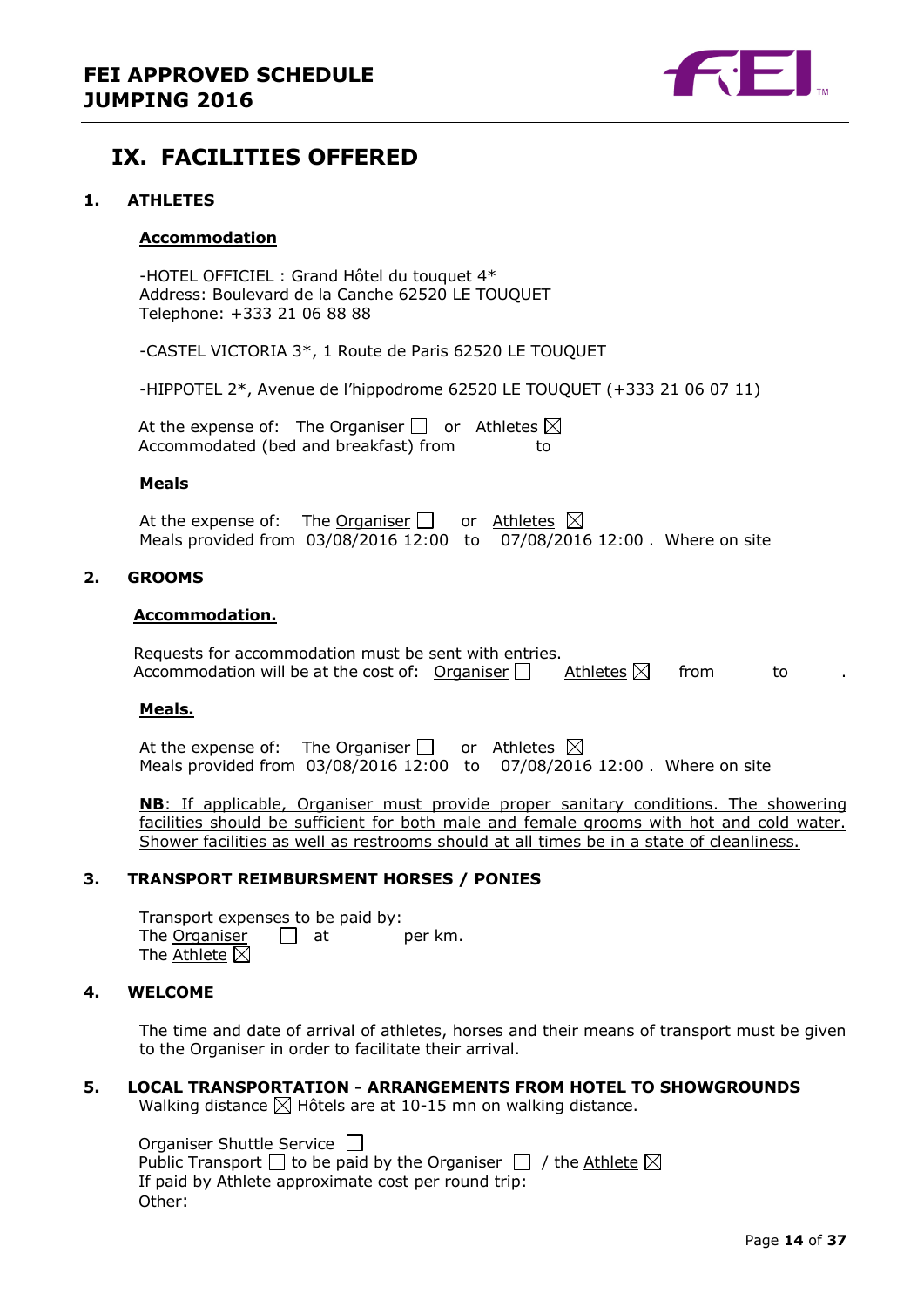# IX. FACILITIES OFFERED

## 1. ATHLETES

### Accommodation

-HOTEL OFFICIEL : Grand Hôtel du touquet 4*
Address: Boulevard de la Canche 62520 LE TOUQUET
Telephone: +333 21 06 88 88

-CASTEL VICTORIA 3*, 1 Route de Paris 62520 LE TOUQUET

-HIPPOTEL 2*, Avenue de l'hippodrome 62520 LE TOUQUET (+333 21 06 07 11)

At the expense of: The Organiser ☐ or Athletes ☒
Accommodated (bed and breakfast) from to

### Meals

At the expense of: The Organiser ☐ or Athletes ☒
Meals provided from 03/08/2016 12:00 to 07/08/2016 12:00 . Where on site

## 2. GROOMS

### Accommodation.

Requests for accommodation must be sent with entries.
Accommodation will be at the cost of: Organiser ☐ Athletes ☒ from to .

### Meals.

At the expense of: The Organiser ☐ or Athletes ☒
Meals provided from 03/08/2016 12:00 to 07/08/2016 12:00 . Where on site

**NB**: If applicable, Organiser must provide proper sanitary conditions. The showering facilities should be sufficient for both male and female grooms with hot and cold water. Shower facilities as well as restrooms should at all times be in a state of cleanliness.

## 3. TRANSPORT REIMBURSMENT HORSES / PONIES

Transport expenses to be paid by:
The Organiser ☐ at per km.
The Athlete ☒

## 4. WELCOME

The time and date of arrival of athletes, horses and their means of transport must be given to the Organiser in order to facilitate their arrival.

## 5. LOCAL TRANSPORTATION - ARRANGEMENTS FROM HOTEL TO SHOWGROUNDS

Walking distance ☒ Hôtels are at 10-15 mn on walking distance.

Organiser Shuttle Service ☐
Public Transport ☐ to be paid by the Organiser ☐ / the Athlete ☒
If paid by Athlete approximate cost per round trip:
Other: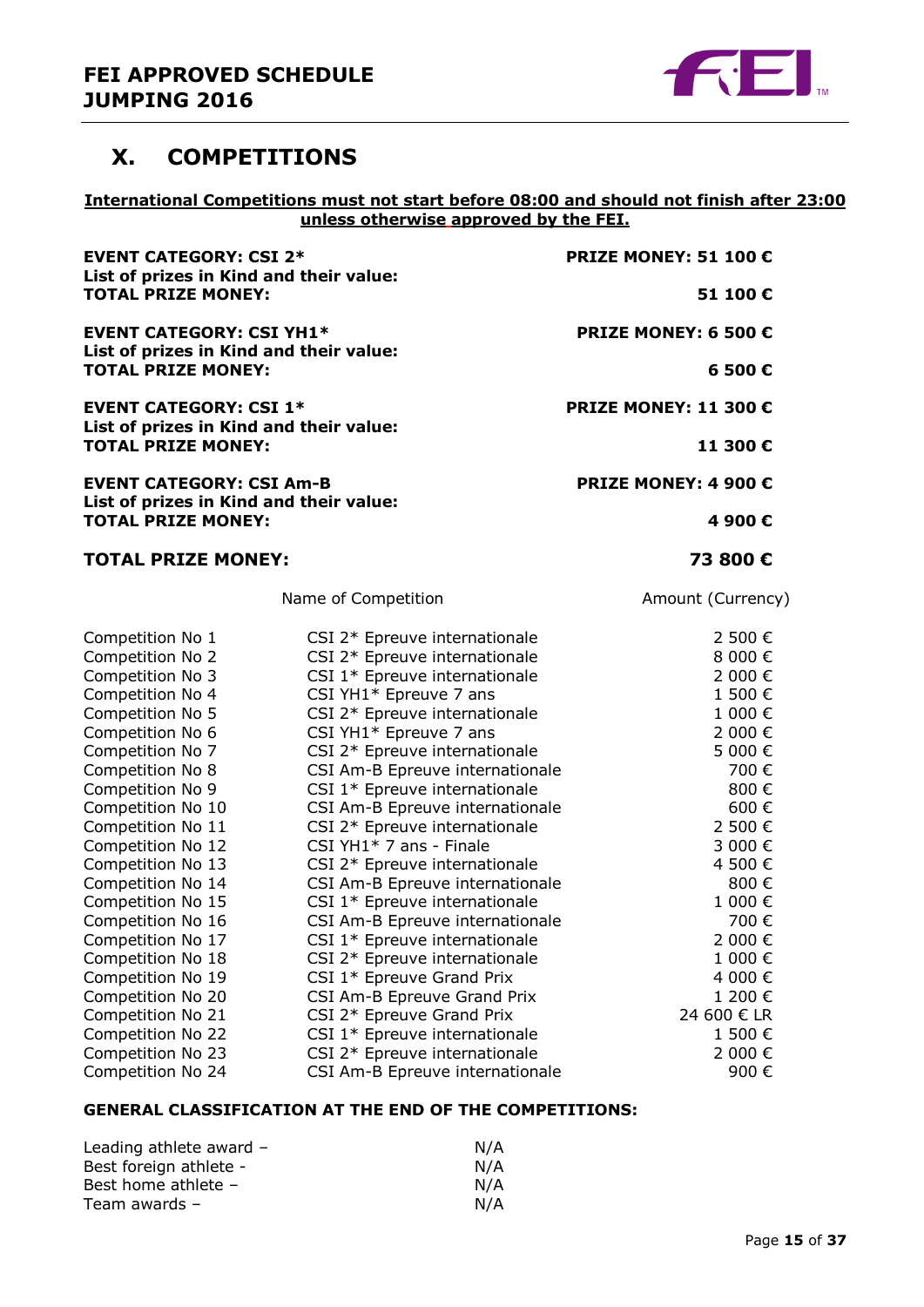## X. COMPETITIONS

**International Competitions must not start before 08:00 and should not finish after 23:00 unless otherwise approved by the FEI.**

| | |
|---|---|
| **EVENT CATEGORY: CSI 2*** | **PRIZE MONEY: 51 100 €** |
| **List of prizes in Kind and their value:** | |
| **TOTAL PRIZE MONEY:** | **51 100 €** |
| **EVENT CATEGORY: CSI YH1*** | **PRIZE MONEY: 6 500 €** |
| **List of prizes in Kind and their value:** | |
| **TOTAL PRIZE MONEY:** | **6 500 €** |
| **EVENT CATEGORY: CSI 1*** | **PRIZE MONEY: 11 300 €** |
| **List of prizes in Kind and their value:** | |
| **TOTAL PRIZE MONEY:** | **11 300 €** |
| **EVENT CATEGORY: CSI Am-B** | **PRIZE MONEY: 4 900 €** |
| **List of prizes in Kind and their value:** | |
| **TOTAL PRIZE MONEY:** | **4 900 €** |

**TOTAL PRIZE MONEY: 73 800 €**

| | Name of Competition | Amount (Currency) |
|---|---|---|
| Competition No 1 | CSI 2* Epreuve internationale | 2 500 € |
| Competition No 2 | CSI 2* Epreuve internationale | 8 000 € |
| Competition No 3 | CSI 1* Epreuve internationale | 2 000 € |
| Competition No 4 | CSI YH1* Epreuve 7 ans | 1 500 € |
| Competition No 5 | CSI 2* Epreuve internationale | 1 000 € |
| Competition No 6 | CSI YH1* Epreuve 7 ans | 2 000 € |
| Competition No 7 | CSI 2* Epreuve internationale | 5 000 € |
| Competition No 8 | CSI Am-B Epreuve internationale | 700 € |
| Competition No 9 | CSI 1* Epreuve internationale | 800 € |
| Competition No 10 | CSI Am-B Epreuve internationale | 600 € |
| Competition No 11 | CSI 2* Epreuve internationale | 2 500 € |
| Competition No 12 | CSI YH1* 7 ans - Finale | 3 000 € |
| Competition No 13 | CSI 2* Epreuve internationale | 4 500 € |
| Competition No 14 | CSI Am-B Epreuve internationale | 800 € |
| Competition No 15 | CSI 1* Epreuve internationale | 1 000 € |
| Competition No 16 | CSI Am-B Epreuve internationale | 700 € |
| Competition No 17 | CSI 1* Epreuve internationale | 2 000 € |
| Competition No 18 | CSI 2* Epreuve internationale | 1 000 € |
| Competition No 19 | CSI 1* Epreuve Grand Prix | 4 000 € |
| Competition No 20 | CSI Am-B Epreuve Grand Prix | 1 200 € |
| Competition No 21 | CSI 2* Epreuve Grand Prix | 24 600 € LR |
| Competition No 22 | CSI 1* Epreuve internationale | 1 500 € |
| Competition No 23 | CSI 2* Epreuve internationale | 2 000 € |
| Competition No 24 | CSI Am-B Epreuve internationale | 900 € |

**GENERAL CLASSIFICATION AT THE END OF THE COMPETITIONS:**

| | |
|---|---|
| Leading athlete award – | N/A |
| Best foreign athlete - | N/A |
| Best home athlete – | N/A |
| Team awards – | N/A |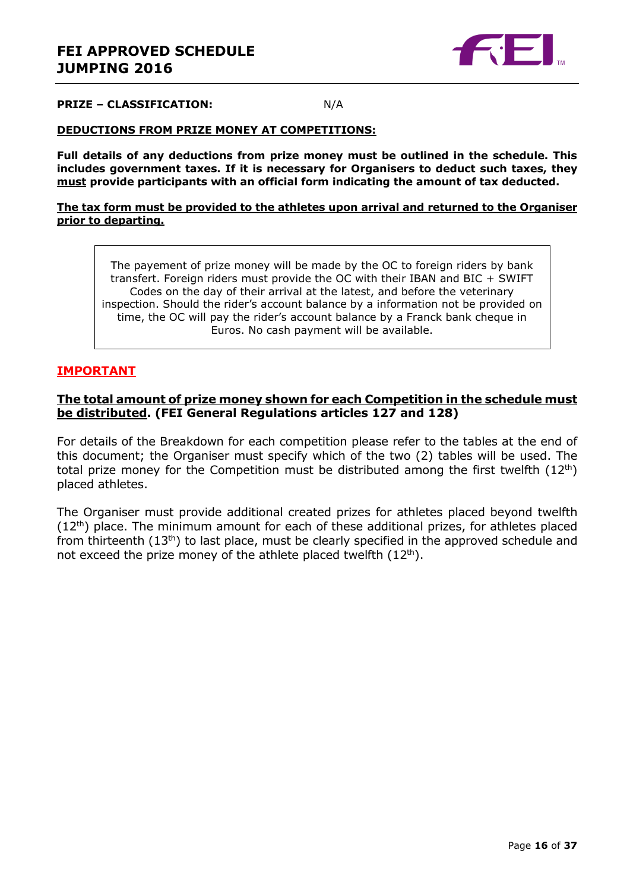**PRIZE – CLASSIFICATION:** N/A

**DEDUCTIONS FROM PRIZE MONEY AT COMPETITIONS:**

**Full details of any deductions from prize money must be outlined in the schedule. This includes government taxes. If it is necessary for Organisers to deduct such taxes, they must provide participants with an official form indicating the amount of tax deducted.**

**The tax form must be provided to the athletes upon arrival and returned to the Organiser prior to departing.**

| The payement of prize money will be made by the OC to foreign riders by bank transfert. Foreign riders must provide the OC with their IBAN and BIC + SWIFT Codes on the day of their arrival at the latest, and before the veterinary inspection. Should the rider's account balance by a information not be provided on time, the OC will pay the rider's account balance by a Franck bank cheque in Euros. No cash payment will be available. |
|---|

**IMPORTANT**

**The total amount of prize money shown for each Competition in the schedule must be distributed. (FEI General Regulations articles 127 and 128)**

For details of the Breakdown for each competition please refer to the tables at the end of this document; the Organiser must specify which of the two (2) tables will be used. The total prize money for the Competition must be distributed among the first twelfth (12th) placed athletes.

The Organiser must provide additional created prizes for athletes placed beyond twelfth (12th) place. The minimum amount for each of these additional prizes, for athletes placed from thirteenth (13th) to last place, must be clearly specified in the approved schedule and not exceed the prize money of the athlete placed twelfth (12th).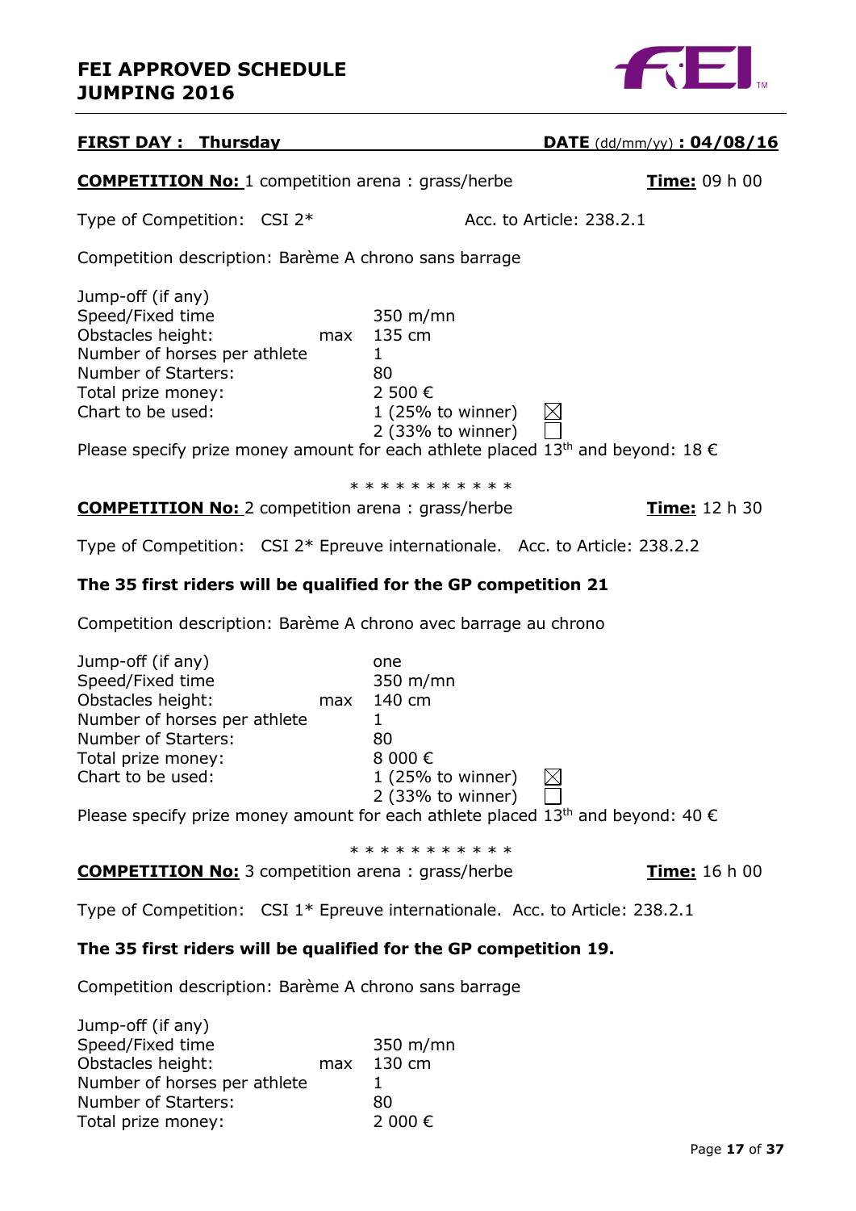**FEI APPROVED SCHEDULE**
**JUMPING 2016**

**FIRST DAY : Thursday** **DATE** (dd/mm/yy) **: 04/08/16**

**COMPETITION No:** 1 competition arena : grass/herbe **Time:** 09 h 00

Type of Competition: CSI 2* Acc. to Article: 238.2.1

Competition description: Barème A chrono sans barrage

| | | |
|---|---|---|
| Jump-off (if any) | | |
| Speed/Fixed time | | 350 m/mn |
| Obstacles height: | max | 135 cm |
| Number of horses per athlete | | 1 |
| Number of Starters: | | 80 |
| Total prize money: | | 2 500 € |
| Chart to be used: | | 1 (25% to winner) ☒ |
| | | 2 (33% to winner) ☐ |

Please specify prize money amount for each athlete placed 13th and beyond: 18 €

* * * * * * * * * * *

**COMPETITION No:** 2 competition arena : grass/herbe **Time:** 12 h 30

Type of Competition: CSI 2* Epreuve internationale. Acc. to Article: 238.2.2

**The 35 first riders will be qualified for the GP competition 21**

Competition description: Barème A chrono avec barrage au chrono

| | | |
|---|---|---|
| Jump-off (if any) | | one |
| Speed/Fixed time | | 350 m/mn |
| Obstacles height: | max | 140 cm |
| Number of horses per athlete | | 1 |
| Number of Starters: | | 80 |
| Total prize money: | | 8 000 € |
| Chart to be used: | | 1 (25% to winner) ☒ |
| | | 2 (33% to winner) ☐ |

Please specify prize money amount for each athlete placed 13th and beyond: 40 €

* * * * * * * * * * *

**COMPETITION No:** 3 competition arena : grass/herbe **Time:** 16 h 00

Type of Competition: CSI 1* Epreuve internationale. Acc. to Article: 238.2.1

**The 35 first riders will be qualified for the GP competition 19.**

Competition description: Barème A chrono sans barrage

| | | |
|---|---|---|
| Jump-off (if any) | | |
| Speed/Fixed time | | 350 m/mn |
| Obstacles height: | max | 130 cm |
| Number of horses per athlete | | 1 |
| Number of Starters: | | 80 |
| Total prize money: | | 2 000 € |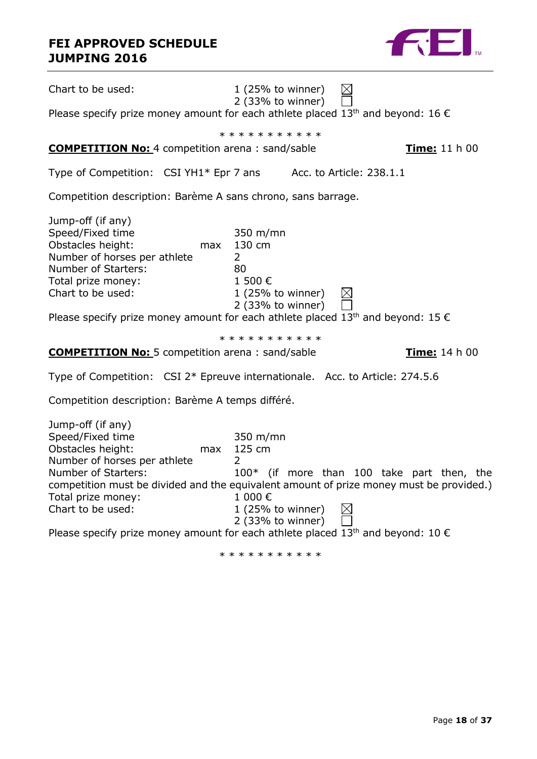Chart to be used: 1 (25% to winner) ☒
2 (33% to winner) ☐

Please specify prize money amount for each athlete placed 13th and beyond: 16 €

\* \* \* \* \* \* \* \* \* \* \*

**COMPETITION No:** 4 competition arena : sand/sable **Time:** 11 h 00

Type of Competition: CSI YH1* Epr 7 ans Acc. to Article: 238.1.1

Competition description: Barème A sans chrono, sans barrage.

Jump-off (if any)
Speed/Fixed time 350 m/mn
Obstacles height: max 130 cm
Number of horses per athlete 2
Number of Starters: 80
Total prize money: 1 500 €
Chart to be used: 1 (25% to winner) ☒
2 (33% to winner) ☐

Please specify prize money amount for each athlete placed 13th and beyond: 15 €

\* \* \* \* \* \* \* \* \* \* \*

**COMPETITION No:** 5 competition arena : sand/sable **Time:** 14 h 00

Type of Competition: CSI 2* Epreuve internationale. Acc. to Article: 274.5.6

Competition description: Barème A temps différé.

Jump-off (if any)
Speed/Fixed time 350 m/mn
Obstacles height: max 125 cm
Number of horses per athlete 2
Number of Starters: 100* (if more than 100 take part then, the competition must be divided and the equivalent amount of prize money must be provided.)
Total prize money: 1 000 €
Chart to be used: 1 (25% to winner) ☒
2 (33% to winner) ☐

Please specify prize money amount for each athlete placed 13th and beyond: 10 €

\* \* \* \* \* \* \* \* \* \* \*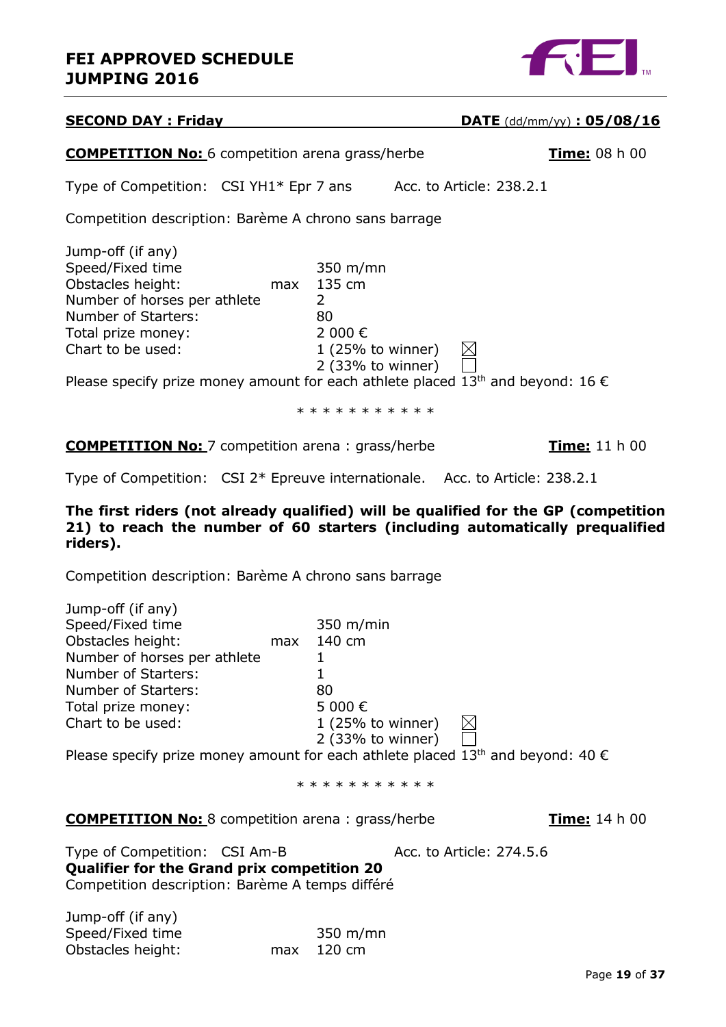**FEI APPROVED SCHEDULE**
**JUMPING 2016**

**SECOND DAY : Friday** **DATE** (dd/mm/yy) **: 05/08/16**

**COMPETITION No:** 6 competition arena grass/herbe **Time:** 08 h 00

Type of Competition: CSI YH1* Epr 7 ans Acc. to Article: 238.2.1

Competition description: Barème A chrono sans barrage

| | | |
|---|---|---|
| Jump-off (if any) | | |
| Speed/Fixed time | | 350 m/mn |
| Obstacles height: | max | 135 cm |
| Number of horses per athlete | | 2 |
| Number of Starters: | | 80 |
| Total prize money: | | 2 000 € |
| Chart to be used: | | 1 (25% to winner) ☒ |
| | | 2 (33% to winner) ☐ |

Please specify prize money amount for each athlete placed 13th and beyond: 16 €

\* \* \* \* \* \* \* \* \* \* \*

**COMPETITION No:** 7 competition arena : grass/herbe **Time:** 11 h 00

Type of Competition: CSI 2* Epreuve internationale. Acc. to Article: 238.2.1

**The first riders (not already qualified) will be qualified for the GP (competition 21) to reach the number of 60 starters (including automatically prequalified riders).**

Competition description: Barème A chrono sans barrage

| | | |
|---|---|---|
| Jump-off (if any) | | |
| Speed/Fixed time | | 350 m/min |
| Obstacles height: | max | 140 cm |
| Number of horses per athlete | | 1 |
| Number of Starters: | | 1 |
| Number of Starters: | | 80 |
| Total prize money: | | 5 000 € |
| Chart to be used: | | 1 (25% to winner) ☒ |
| | | 2 (33% to winner) ☐ |

Please specify prize money amount for each athlete placed 13th and beyond: 40 €

\* \* \* \* \* \* \* \* \* \* \*

**COMPETITION No:** 8 competition arena : grass/herbe **Time:** 14 h 00

Type of Competition: CSI Am-B Acc. to Article: 274.5.6
**Qualifier for the Grand prix competition 20**
Competition description: Barème A temps différé

| | | |
|---|---|---|
| Jump-off (if any) | | |
| Speed/Fixed time | | 350 m/mn |
| Obstacles height: | max | 120 cm |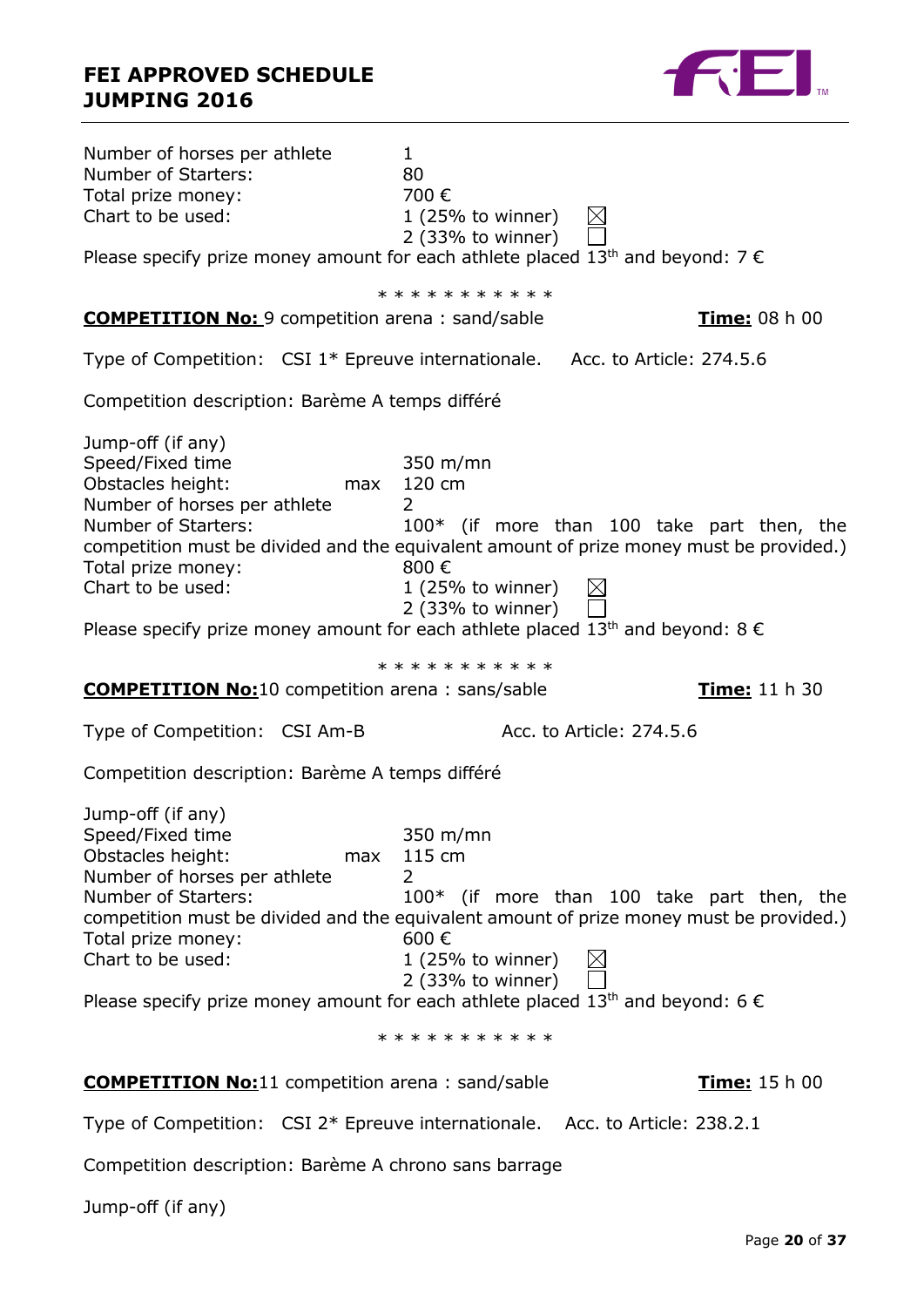Number of horses per athlete 1
Number of Starters: 80
Total prize money: 700 €
Chart to be used: 1 (25% to winner) ☒
2 (33% to winner) ☐

Please specify prize money amount for each athlete placed 13th and beyond: 7 €

\* \* \* \* \* \* \* \* \* \* \*

**<u>COMPETITION No:</u>** 9 competition arena : sand/sable **<u>Time:</u>** 08 h 00

Type of Competition: CSI 1* Epreuve internationale. Acc. to Article: 274.5.6

Competition description: Barème A temps différé

Jump-off (if any)
Speed/Fixed time 350 m/mn
Obstacles height: max 120 cm
Number of horses per athlete 2
Number of Starters: 100* (if more than 100 take part then, the competition must be divided and the equivalent amount of prize money must be provided.)
Total prize money: 800 €
Chart to be used: 1 (25% to winner) ☒
2 (33% to winner) ☐

Please specify prize money amount for each athlete placed 13th and beyond: 8 €

\* \* \* \* \* \* \* \* \* \* \*

**<u>COMPETITION No:</u>**10 competition arena : sans/sable **<u>Time:</u>** 11 h 30

Type of Competition: CSI Am-B Acc. to Article: 274.5.6

Competition description: Barème A temps différé

Jump-off (if any)
Speed/Fixed time 350 m/mn
Obstacles height: max 115 cm
Number of horses per athlete 2
Number of Starters: 100* (if more than 100 take part then, the competition must be divided and the equivalent amount of prize money must be provided.)
Total prize money: 600 €
Chart to be used: 1 (25% to winner) ☒
2 (33% to winner) ☐

Please specify prize money amount for each athlete placed 13th and beyond: 6 €

\* \* \* \* \* \* \* \* \* \* \*

**<u>COMPETITION No:</u>**11 competition arena : sand/sable **<u>Time:</u>** 15 h 00

Type of Competition: CSI 2* Epreuve internationale. Acc. to Article: 238.2.1

Competition description: Barème A chrono sans barrage

Jump-off (if any)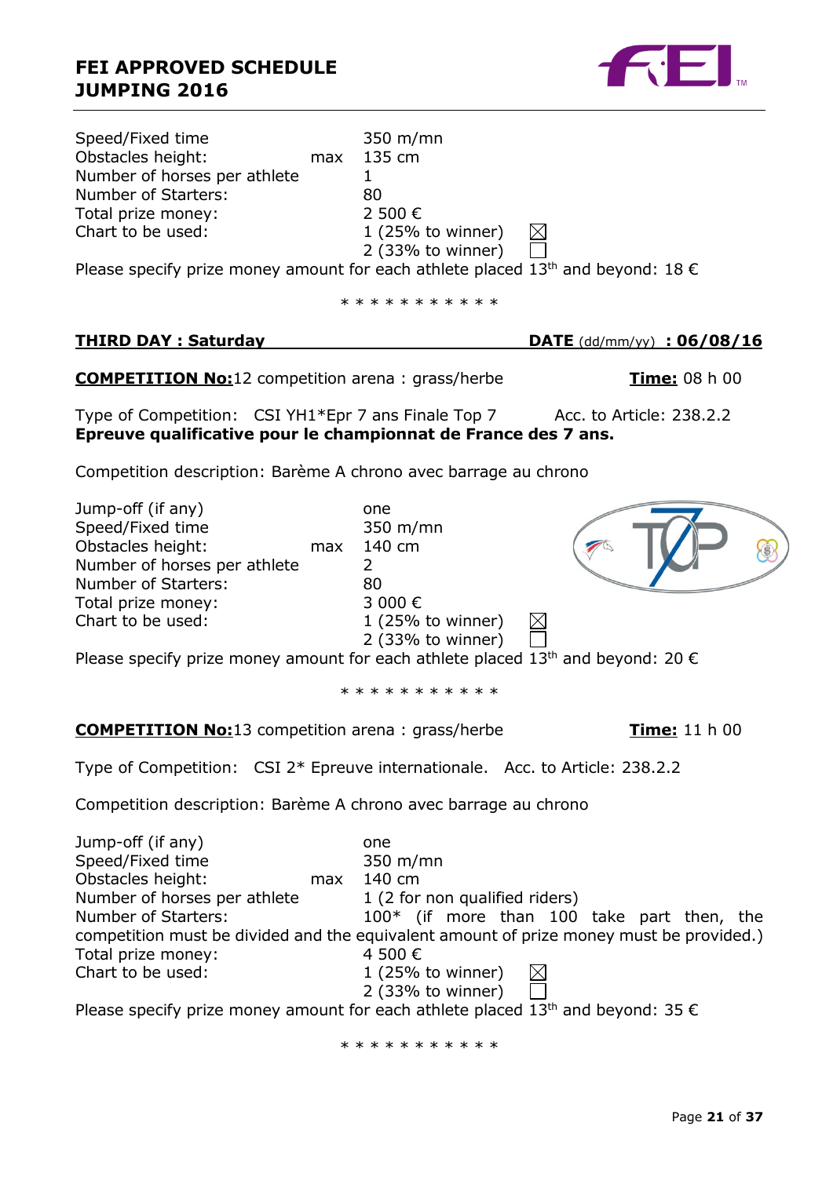| | | | |
|---|---|---|---|
| Speed/Fixed time | | 350 m/mn | |
| Obstacles height: | max | 135 cm | |
| Number of horses per athlete | | 1 | |
| Number of Starters: | | 80 | |
| Total prize money: | | 2 500 € | |
| Chart to be used: | | 1 (25% to winner) | ☒ |
| | | 2 (33% to winner) | ☐ |

Please specify prize money amount for each athlete placed 13th and beyond: 18 €

* * * * * * * * * * *

**THIRD DAY : Saturday** **DATE** (dd/mm/yy) **: 06/08/16**

**COMPETITION No:**12 competition arena : grass/herbe **Time:** 08 h 00

Type of Competition: CSI YH1*Epr 7 ans Finale Top 7 Acc. to Article: 238.2.2
**Epreuve qualificative pour le championnat de France des 7 ans.**

Competition description: Barème A chrono avec barrage au chrono

| | | | |
|---|---|---|---|
| Jump-off (if any) | | one | |
| Speed/Fixed time | | 350 m/mn | |
| Obstacles height: | max | 140 cm | |
| Number of horses per athlete | | 2 | |
| Number of Starters: | | 80 | |
| Total prize money: | | 3 000 € | |
| Chart to be used: | | 1 (25% to winner) | ☒ |
| | | 2 (33% to winner) | ☐ |

Please specify prize money amount for each athlete placed 13th and beyond: 20 €

* * * * * * * * * * *

**COMPETITION No:**13 competition arena : grass/herbe **Time:** 11 h 00

Type of Competition: CSI 2* Epreuve internationale. Acc. to Article: 238.2.2

Competition description: Barème A chrono avec barrage au chrono

| | | | |
|---|---|---|---|
| Jump-off (if any) | | one | |
| Speed/Fixed time | | 350 m/mn | |
| Obstacles height: | max | 140 cm | |
| Number of horses per athlete | | 1 (2 for non qualified riders) | |
| Number of Starters: | | 100* (if more than 100 take part then, the competition must be divided and the equivalent amount of prize money must be provided.) | |
| Total prize money: | | 4 500 € | |
| Chart to be used: | | 1 (25% to winner) | ☒ |
| | | 2 (33% to winner) | ☐ |

Please specify prize money amount for each athlete placed 13th and beyond: 35 €

* * * * * * * * * * *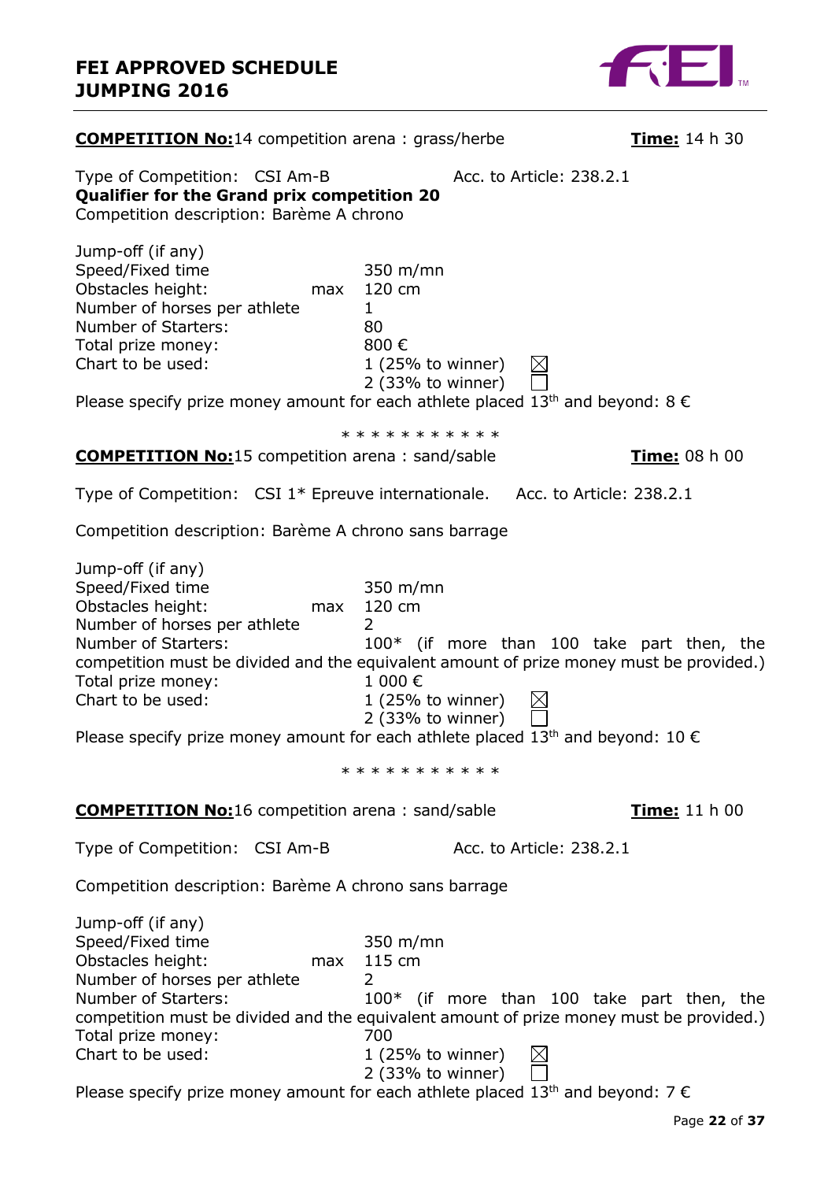**COMPETITION No:**14 competition arena : grass/herbe **Time:** 14 h 30

Type of Competition: CSI Am-B Acc. to Article: 238.2.1
**Qualifier for the Grand prix competition 20**
Competition description: Barème A chrono

Jump-off (if any)
Speed/Fixed time 350 m/mn
Obstacles height: max 120 cm
Number of horses per athlete 1
Number of Starters: 80
Total prize money: 800 €
Chart to be used: 1 (25% to winner) ☒
2 (33% to winner) ☐
Please specify prize money amount for each athlete placed 13th and beyond: 8 €

\* \* \* \* \* \* \* \* \* \* \*

**COMPETITION No:**15 competition arena : sand/sable **Time:** 08 h 00

Type of Competition: CSI 1* Epreuve internationale. Acc. to Article: 238.2.1

Competition description: Barème A chrono sans barrage

Jump-off (if any)
Speed/Fixed time 350 m/mn
Obstacles height: max 120 cm
Number of horses per athlete 2
Number of Starters: 100* (if more than 100 take part then, the competition must be divided and the equivalent amount of prize money must be provided.)
Total prize money: 1 000 €
Chart to be used: 1 (25% to winner) ☒
2 (33% to winner) ☐
Please specify prize money amount for each athlete placed 13th and beyond: 10 €

\* \* \* \* \* \* \* \* \* \* \*

**COMPETITION No:**16 competition arena : sand/sable **Time:** 11 h 00

Type of Competition: CSI Am-B Acc. to Article: 238.2.1

Competition description: Barème A chrono sans barrage

Jump-off (if any)
Speed/Fixed time 350 m/mn
Obstacles height: max 115 cm
Number of horses per athlete 2
Number of Starters: 100* (if more than 100 take part then, the competition must be divided and the equivalent amount of prize money must be provided.)
Total prize money: 700
Chart to be used: 1 (25% to winner) ☒
2 (33% to winner) ☐
Please specify prize money amount for each athlete placed 13th and beyond: 7 €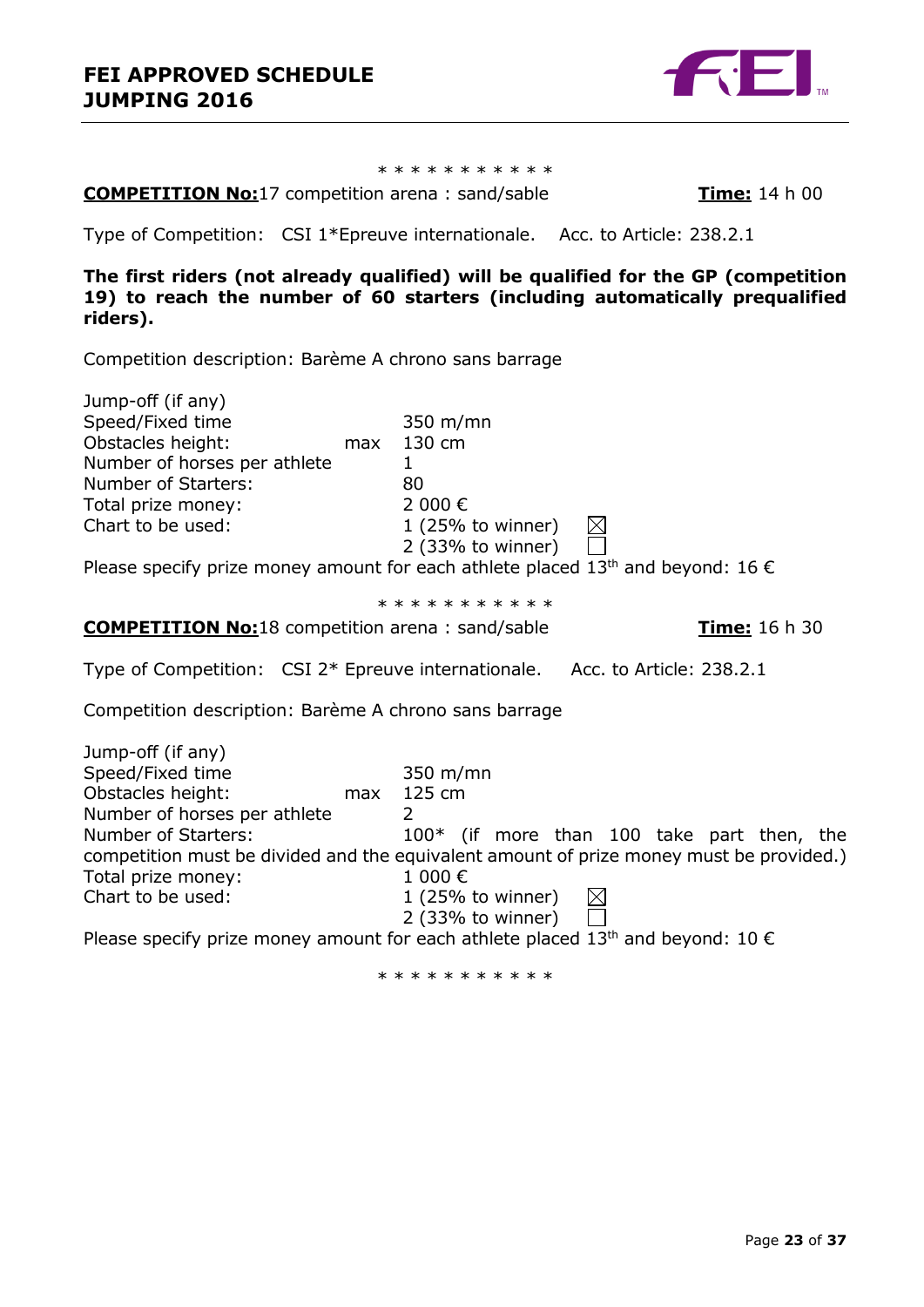\* \* \* \* \* \* \* \* \* \* \*

**COMPETITION No:** 17 competition arena : sand/sable **Time:** 14 h 00

Type of Competition: CSI 1*Epreuve internationale. Acc. to Article: 238.2.1

**The first riders (not already qualified) will be qualified for the GP (competition 19) to reach the number of 60 starters (including automatically prequalified riders).**

Competition description: Barème A chrono sans barrage

Jump-off (if any)
Speed/Fixed time 350 m/mn
Obstacles height: max 130 cm
Number of horses per athlete 1
Number of Starters: 80
Total prize money: 2 000 €
Chart to be used: 1 (25% to winner) ☒
2 (33% to winner) ☐

Please specify prize money amount for each athlete placed 13th and beyond: 16 €

\* \* \* \* \* \* \* \* \* \* \*

**COMPETITION No:** 18 competition arena : sand/sable **Time:** 16 h 30

Type of Competition: CSI 2* Epreuve internationale. Acc. to Article: 238.2.1

Competition description: Barème A chrono sans barrage

Jump-off (if any)
Speed/Fixed time 350 m/mn
Obstacles height: max 125 cm
Number of horses per athlete 2
Number of Starters: 100* (if more than 100 take part then, the competition must be divided and the equivalent amount of prize money must be provided.)
Total prize money: 1 000 €
Chart to be used: 1 (25% to winner) ☒
2 (33% to winner) ☐

Please specify prize money amount for each athlete placed 13th and beyond: 10 €

\* \* \* \* \* \* \* \* \* \* \*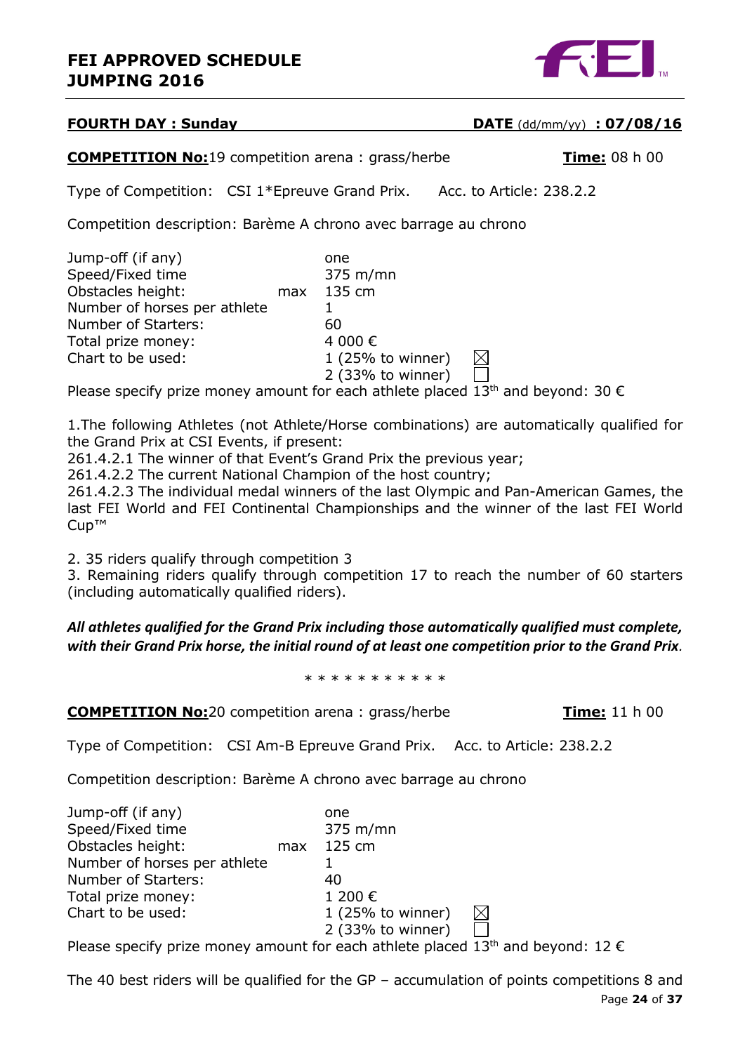**FOURTH DAY : Sunday** **DATE** (dd/mm/yy) **: 07/08/16**

**COMPETITION No:**19 competition arena : grass/herbe **Time:** 08 h 00

Type of Competition: CSI 1*Epreuve Grand Prix. Acc. to Article: 238.2.2

Competition description: Barème A chrono avec barrage au chrono

| | | |
|---|---|---|
| Jump-off (if any) | | one |
| Speed/Fixed time | | 375 m/mn |
| Obstacles height: | max | 135 cm |
| Number of horses per athlete | | 1 |
| Number of Starters: | | 60 |
| Total prize money: | | 4 000 € |
| Chart to be used: | | 1 (25% to winner) ☒ |
| | | 2 (33% to winner) ☐ |

Please specify prize money amount for each athlete placed 13th and beyond: 30 €

1.The following Athletes (not Athlete/Horse combinations) are automatically qualified for the Grand Prix at CSI Events, if present:
261.4.2.1 The winner of that Event's Grand Prix the previous year;
261.4.2.2 The current National Champion of the host country;
261.4.2.3 The individual medal winners of the last Olympic and Pan-American Games, the last FEI World and FEI Continental Championships and the winner of the last FEI World Cup™

2. 35 riders qualify through competition 3
3. Remaining riders qualify through competition 17 to reach the number of 60 starters (including automatically qualified riders).

***All athletes qualified for the Grand Prix including those automatically qualified must complete, with their Grand Prix horse, the initial round of at least one competition prior to the Grand Prix***.

* * * * * * * * * * *

**COMPETITION No:**20 competition arena : grass/herbe **Time:** 11 h 00

Type of Competition: CSI Am-B Epreuve Grand Prix. Acc. to Article: 238.2.2

Competition description: Barème A chrono avec barrage au chrono

| | | |
|---|---|---|
| Jump-off (if any) | | one |
| Speed/Fixed time | | 375 m/mn |
| Obstacles height: | max | 125 cm |
| Number of horses per athlete | | 1 |
| Number of Starters: | | 40 |
| Total prize money: | | 1 200 € |
| Chart to be used: | | 1 (25% to winner) ☒ |
| | | 2 (33% to winner) ☐ |

Please specify prize money amount for each athlete placed 13th and beyond: 12 €

The 40 best riders will be qualified for the GP – accumulation of points competitions 8 and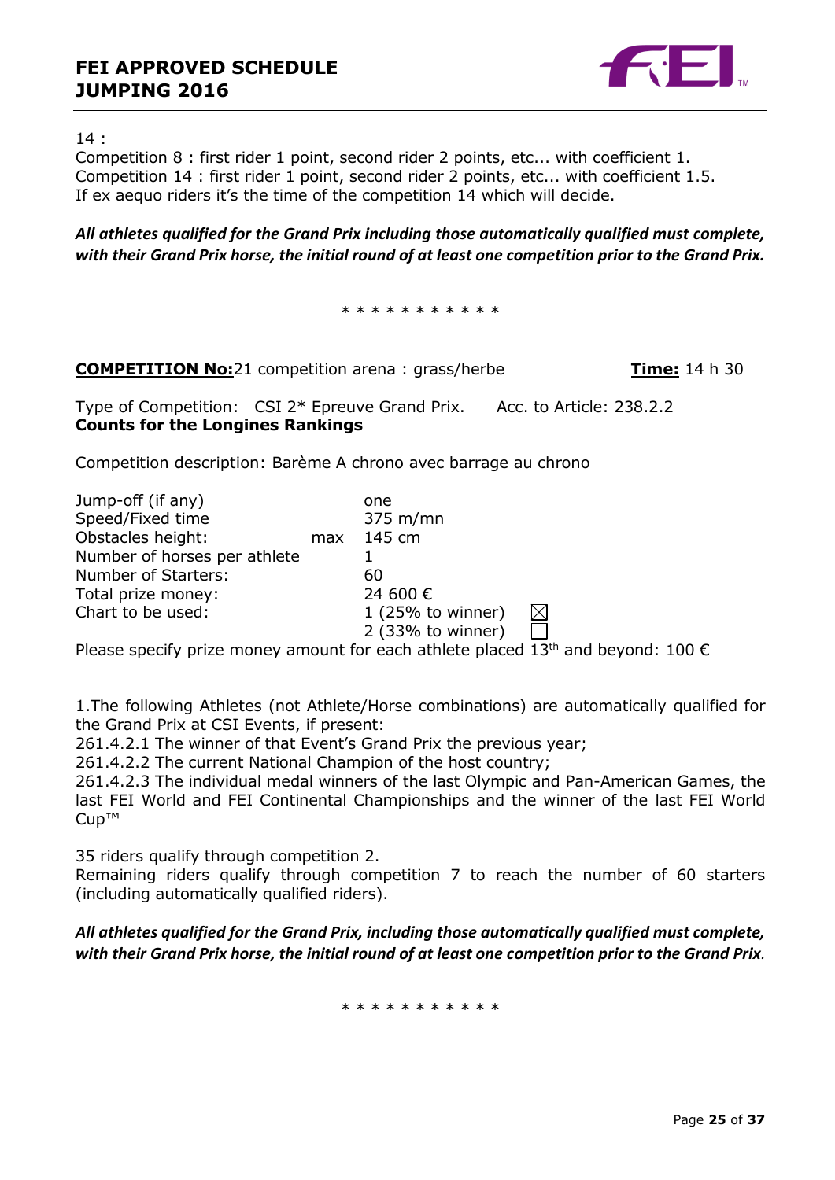14 :
Competition 8 : first rider 1 point, second rider 2 points, etc... with coefficient 1.
Competition 14 : first rider 1 point, second rider 2 points, etc... with coefficient 1.5.
If ex aequo riders it's the time of the competition 14 which will decide.

***All athletes qualified for the Grand Prix including those automatically qualified must complete, with their Grand Prix horse, the initial round of at least one competition prior to the Grand Prix.***

\* \* \* \* \* \* \* \* \* \* \*

**COMPETITION No:**21 competition arena : grass/herbe **Time:** 14 h 30

Type of Competition: CSI 2* Epreuve Grand Prix. Acc. to Article: 238.2.2
**Counts for the Longines Rankings**

Competition description: Barème A chrono avec barrage au chrono

| | | |
|---|---|---|
| Jump-off (if any) | | one |
| Speed/Fixed time | | 375 m/mn |
| Obstacles height: | max | 145 cm |
| Number of horses per athlete | | 1 |
| Number of Starters: | | 60 |
| Total prize money: | | 24 600 € |
| Chart to be used: | | 1 (25% to winner) ☒ |
| | | 2 (33% to winner) ☐ |

Please specify prize money amount for each athlete placed 13th and beyond: 100 €

1.The following Athletes (not Athlete/Horse combinations) are automatically qualified for the Grand Prix at CSI Events, if present:
261.4.2.1 The winner of that Event's Grand Prix the previous year;
261.4.2.2 The current National Champion of the host country;
261.4.2.3 The individual medal winners of the last Olympic and Pan-American Games, the last FEI World and FEI Continental Championships and the winner of the last FEI World Cup™

35 riders qualify through competition 2.
Remaining riders qualify through competition 7 to reach the number of 60 starters (including automatically qualified riders).

***All athletes qualified for the Grand Prix, including those automatically qualified must complete, with their Grand Prix horse, the initial round of at least one competition prior to the Grand Prix.***

\* \* \* \* \* \* \* \* \* \* \*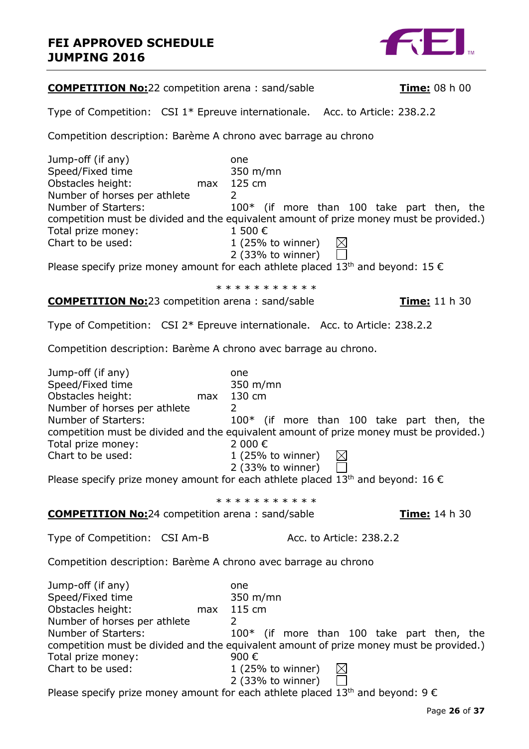**COMPETITION No:**22 competition arena : sand/sable **Time:** 08 h 00

Type of Competition: CSI 1* Epreuve internationale. Acc. to Article: 238.2.2

Competition description: Barème A chrono avec barrage au chrono

Jump-off (if any) one
Speed/Fixed time 350 m/mn
Obstacles height: max 125 cm
Number of horses per athlete 2
Number of Starters: 100* (if more than 100 take part then, the competition must be divided and the equivalent amount of prize money must be provided.)
Total prize money: 1 500 €
Chart to be used: 1 (25% to winner) ☒
2 (33% to winner) ☐

Please specify prize money amount for each athlete placed 13th and beyond: 15 €

* * * * * * * * * * *

**COMPETITION No:**23 competition arena : sand/sable **Time:** 11 h 30

Type of Competition: CSI 2* Epreuve internationale. Acc. to Article: 238.2.2

Competition description: Barème A chrono avec barrage au chrono.

Jump-off (if any) one
Speed/Fixed time 350 m/mn
Obstacles height: max 130 cm
Number of horses per athlete 2
Number of Starters: 100* (if more than 100 take part then, the competition must be divided and the equivalent amount of prize money must be provided.)
Total prize money: 2 000 €
Chart to be used: 1 (25% to winner) ☒
2 (33% to winner) ☐

Please specify prize money amount for each athlete placed 13th and beyond: 16 €

* * * * * * * * * * *

**COMPETITION No:**24 competition arena : sand/sable **Time:** 14 h 30

Type of Competition: CSI Am-B Acc. to Article: 238.2.2

Competition description: Barème A chrono avec barrage au chrono

Jump-off (if any) one
Speed/Fixed time 350 m/mn
Obstacles height: max 115 cm
Number of horses per athlete 2
Number of Starters: 100* (if more than 100 take part then, the competition must be divided and the equivalent amount of prize money must be provided.)
Total prize money: 900 €
Chart to be used: 1 (25% to winner) ☒
2 (33% to winner) ☐

Please specify prize money amount for each athlete placed 13th and beyond: 9 €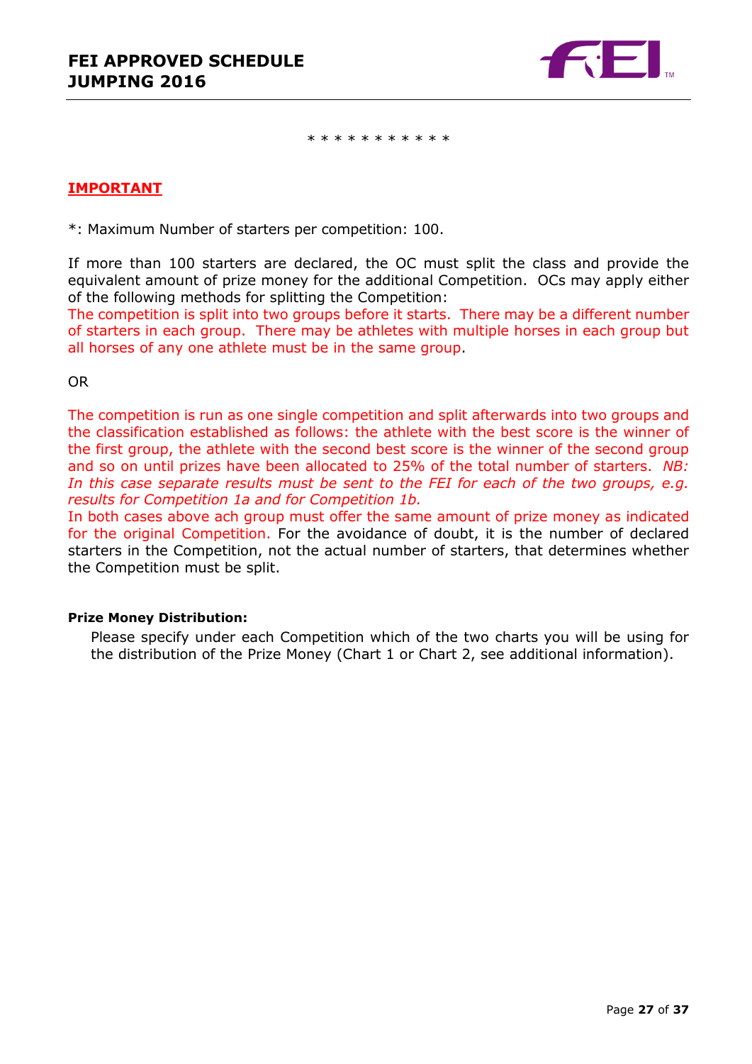\* \* \* \* \* \* \* \* \* \* \*

**IMPORTANT**

*: Maximum Number of starters per competition: 100.

If more than 100 starters are declared, the OC must split the class and provide the equivalent amount of prize money for the additional Competition. OCs may apply either of the following methods for splitting the Competition:
The competition is split into two groups before it starts. There may be a different number of starters in each group. There may be athletes with multiple horses in each group but all horses of any one athlete must be in the same group.

OR

The competition is run as one single competition and split afterwards into two groups and the classification established as follows: the athlete with the best score is the winner of the first group, the athlete with the second best score is the winner of the second group and so on until prizes have been allocated to 25% of the total number of starters. *NB: In this case separate results must be sent to the FEI for each of the two groups, e.g. results for Competition 1a and for Competition 1b.*
In both cases above ach group must offer the same amount of prize money as indicated for the original Competition. For the avoidance of doubt, it is the number of declared starters in the Competition, not the actual number of starters, that determines whether the Competition must be split.

**Prize Money Distribution:**

Please specify under each Competition which of the two charts you will be using for the distribution of the Prize Money (Chart 1 or Chart 2, see additional information).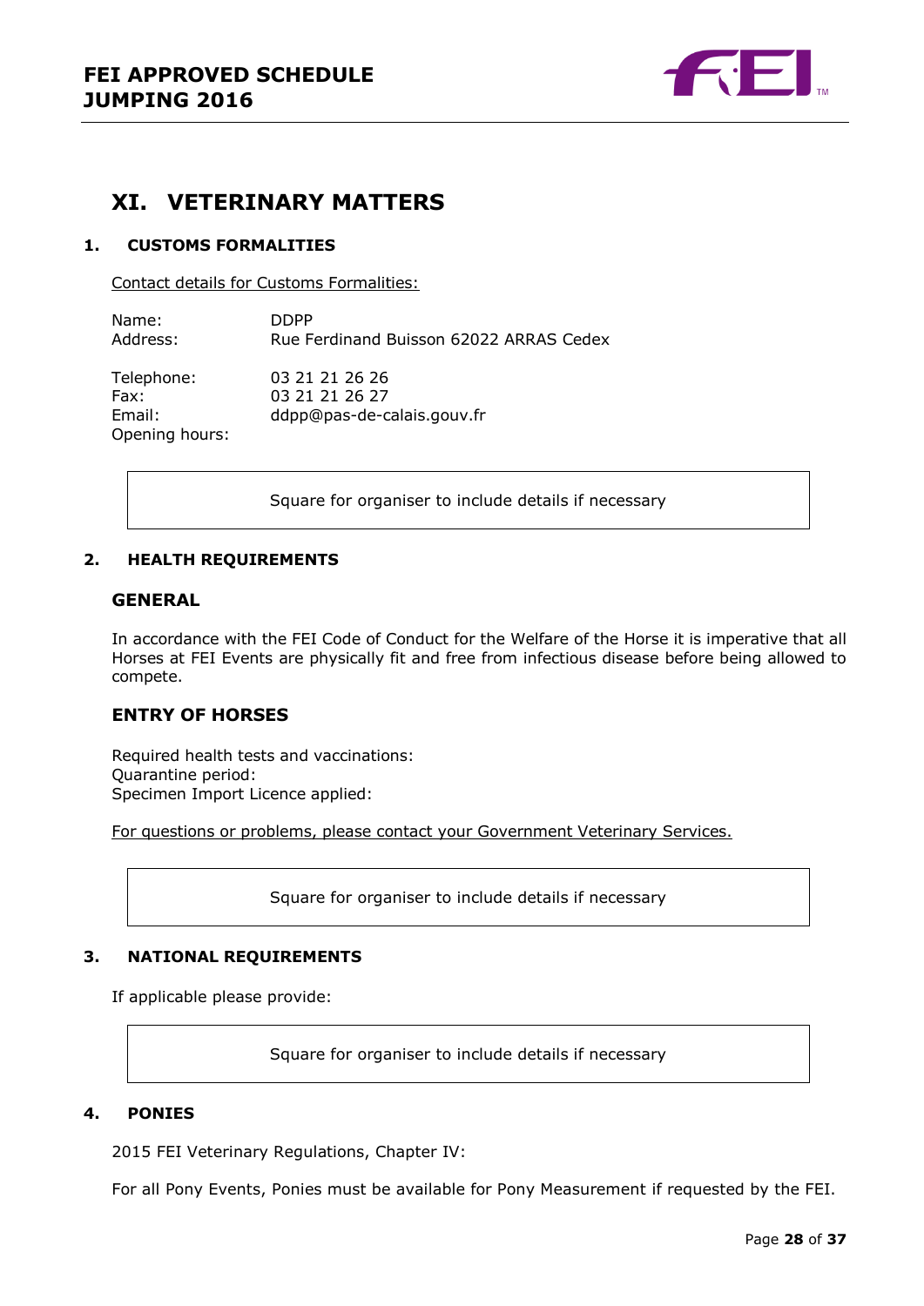# XI. VETERINARY MATTERS

## 1. CUSTOMS FORMALITIES

Contact details for Customs Formalities:

Name: DDPP
Address: Rue Ferdinand Buisson 62022 ARRAS Cedex

Telephone: 03 21 21 26 26
Fax: 03 21 21 26 27
Email: ddpp@pas-de-calais.gouv.fr
Opening hours:

Square for organiser to include details if necessary

## 2. HEALTH REQUIREMENTS

### GENERAL

In accordance with the FEI Code of Conduct for the Welfare of the Horse it is imperative that all Horses at FEI Events are physically fit and free from infectious disease before being allowed to compete.

### ENTRY OF HORSES

Required health tests and vaccinations:
Quarantine period:
Specimen Import Licence applied:

For questions or problems, please contact your Government Veterinary Services.

Square for organiser to include details if necessary

## 3. NATIONAL REQUIREMENTS

If applicable please provide:

Square for organiser to include details if necessary

## 4. PONIES

2015 FEI Veterinary Regulations, Chapter IV:

For all Pony Events, Ponies must be available for Pony Measurement if requested by the FEI.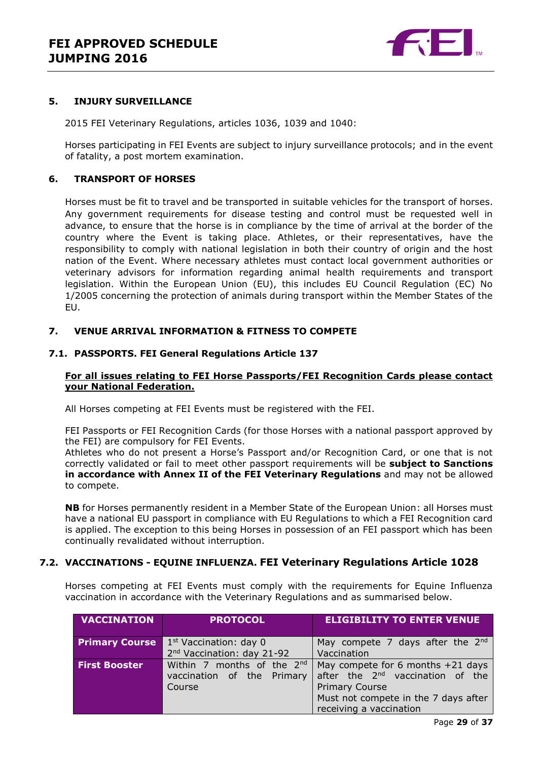## 5. INJURY SURVEILLANCE

2015 FEI Veterinary Regulations, articles 1036, 1039 and 1040:

Horses participating in FEI Events are subject to injury surveillance protocols; and in the event of fatality, a post mortem examination.

## 6. TRANSPORT OF HORSES

Horses must be fit to travel and be transported in suitable vehicles for the transport of horses. Any government requirements for disease testing and control must be requested well in advance, to ensure that the horse is in compliance by the time of arrival at the border of the country where the Event is taking place. Athletes, or their representatives, have the responsibility to comply with national legislation in both their country of origin and the host nation of the Event. Where necessary athletes must contact local government authorities or veterinary advisors for information regarding animal health requirements and transport legislation. Within the European Union (EU), this includes EU Council Regulation (EC) No 1/2005 concerning the protection of animals during transport within the Member States of the EU.

## 7. VENUE ARRIVAL INFORMATION & FITNESS TO COMPETE

### 7.1. PASSPORTS. FEI General Regulations Article 137

**For all issues relating to FEI Horse Passports/FEI Recognition Cards please contact your National Federation.**

All Horses competing at FEI Events must be registered with the FEI.

FEI Passports or FEI Recognition Cards (for those Horses with a national passport approved by the FEI) are compulsory for FEI Events.
Athletes who do not present a Horse's Passport and/or Recognition Card, or one that is not correctly validated or fail to meet other passport requirements will be **subject to Sanctions in accordance with Annex II of the FEI Veterinary Regulations** and may not be allowed to compete.

**NB** for Horses permanently resident in a Member State of the European Union: all Horses must have a national EU passport in compliance with EU Regulations to which a FEI Recognition card is applied. The exception to this being Horses in possession of an FEI passport which has been continually revalidated without interruption.

### 7.2. VACCINATIONS - EQUINE INFLUENZA. FEI Veterinary Regulations Article 1028

Horses competing at FEI Events must comply with the requirements for Equine Influenza vaccination in accordance with the Veterinary Regulations and as summarised below.

| VACCINATION | PROTOCOL | ELIGIBILITY TO ENTER VENUE |
|---|---|---|
| **Primary Course** | 1st Vaccination: day 0<br>2nd Vaccination: day 21-92 | May compete 7 days after the 2nd Vaccination |
| **First Booster** | Within 7 months of the 2nd vaccination of the Primary Course | May compete for 6 months +21 days after the 2nd vaccination of the Primary Course<br>Must not compete in the 7 days after receiving a vaccination |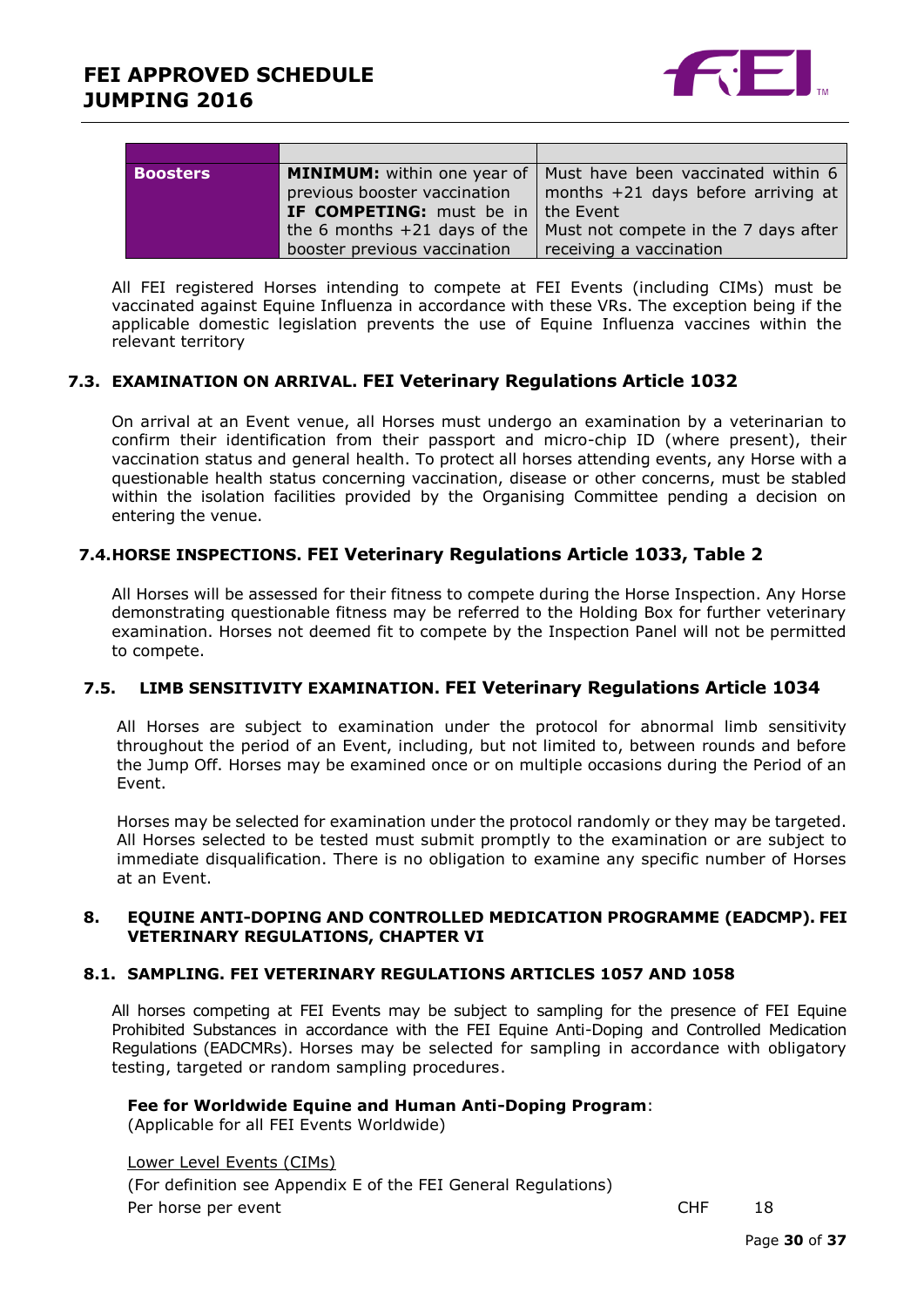| | | |
|---|---|---|
| **Boosters** | **MINIMUM:** within one year of previous booster vaccination **IF COMPETING:** must be in the 6 months +21 days of the booster previous vaccination | Must have been vaccinated within 6 months +21 days before arriving at the Event Must not compete in the 7 days after receiving a vaccination |

All FEI registered Horses intending to compete at FEI Events (including CIMs) must be vaccinated against Equine Influenza in accordance with these VRs. The exception being if the applicable domestic legislation prevents the use of Equine Influenza vaccines within the relevant territory

### 7.3. EXAMINATION ON ARRIVAL. FEI Veterinary Regulations Article 1032

On arrival at an Event venue, all Horses must undergo an examination by a veterinarian to confirm their identification from their passport and micro-chip ID (where present), their vaccination status and general health. To protect all horses attending events, any Horse with a questionable health status concerning vaccination, disease or other concerns, must be stabled within the isolation facilities provided by the Organising Committee pending a decision on entering the venue.

### 7.4. HORSE INSPECTIONS. FEI Veterinary Regulations Article 1033, Table 2

All Horses will be assessed for their fitness to compete during the Horse Inspection. Any Horse demonstrating questionable fitness may be referred to the Holding Box for further veterinary examination. Horses not deemed fit to compete by the Inspection Panel will not be permitted to compete.

### 7.5. LIMB SENSITIVITY EXAMINATION. FEI Veterinary Regulations Article 1034

All Horses are subject to examination under the protocol for abnormal limb sensitivity throughout the period of an Event, including, but not limited to, between rounds and before the Jump Off. Horses may be examined once or on multiple occasions during the Period of an Event.

Horses may be selected for examination under the protocol randomly or they may be targeted. All Horses selected to be tested must submit promptly to the examination or are subject to immediate disqualification. There is no obligation to examine any specific number of Horses at an Event.

## 8. EQUINE ANTI-DOPING AND CONTROLLED MEDICATION PROGRAMME (EADCMP). FEI VETERINARY REGULATIONS, CHAPTER VI

### 8.1. SAMPLING. FEI VETERINARY REGULATIONS ARTICLES 1057 AND 1058

All horses competing at FEI Events may be subject to sampling for the presence of FEI Equine Prohibited Substances in accordance with the FEI Equine Anti-Doping and Controlled Medication Regulations (EADCMRs). Horses may be selected for sampling in accordance with obligatory testing, targeted or random sampling procedures.

**Fee for Worldwide Equine and Human Anti-Doping Program**:
(Applicable for all FEI Events Worldwide)

Lower Level Events (CIMs)
(For definition see Appendix E of the FEI General Regulations)
Per horse per event CHF 18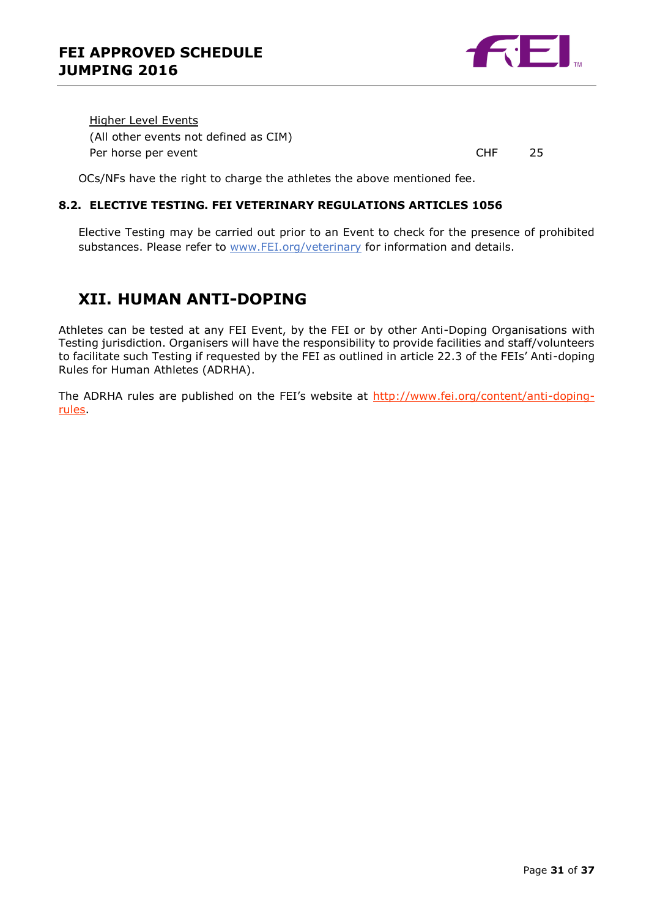<u>Higher Level Events</u>
(All other events not defined as CIM)
Per horse per event CHF 25

OCs/NFs have the right to charge the athletes the above mentioned fee.

### 8.2. ELECTIVE TESTING. FEI VETERINARY REGULATIONS ARTICLES 1056

Elective Testing may be carried out prior to an Event to check for the presence of prohibited substances. Please refer to [www.FEI.org/veterinary](www.FEI.org/veterinary) for information and details.

## XII. HUMAN ANTI-DOPING

Athletes can be tested at any FEI Event, by the FEI or by other Anti-Doping Organisations with Testing jurisdiction. Organisers will have the responsibility to provide facilities and staff/volunteers to facilitate such Testing if requested by the FEI as outlined in article 22.3 of the FEIs' Anti-doping Rules for Human Athletes (ADRHA).

The ADRHA rules are published on the FEI's website at [http://www.fei.org/content/anti-doping-rules](http://www.fei.org/content/anti-doping-rules).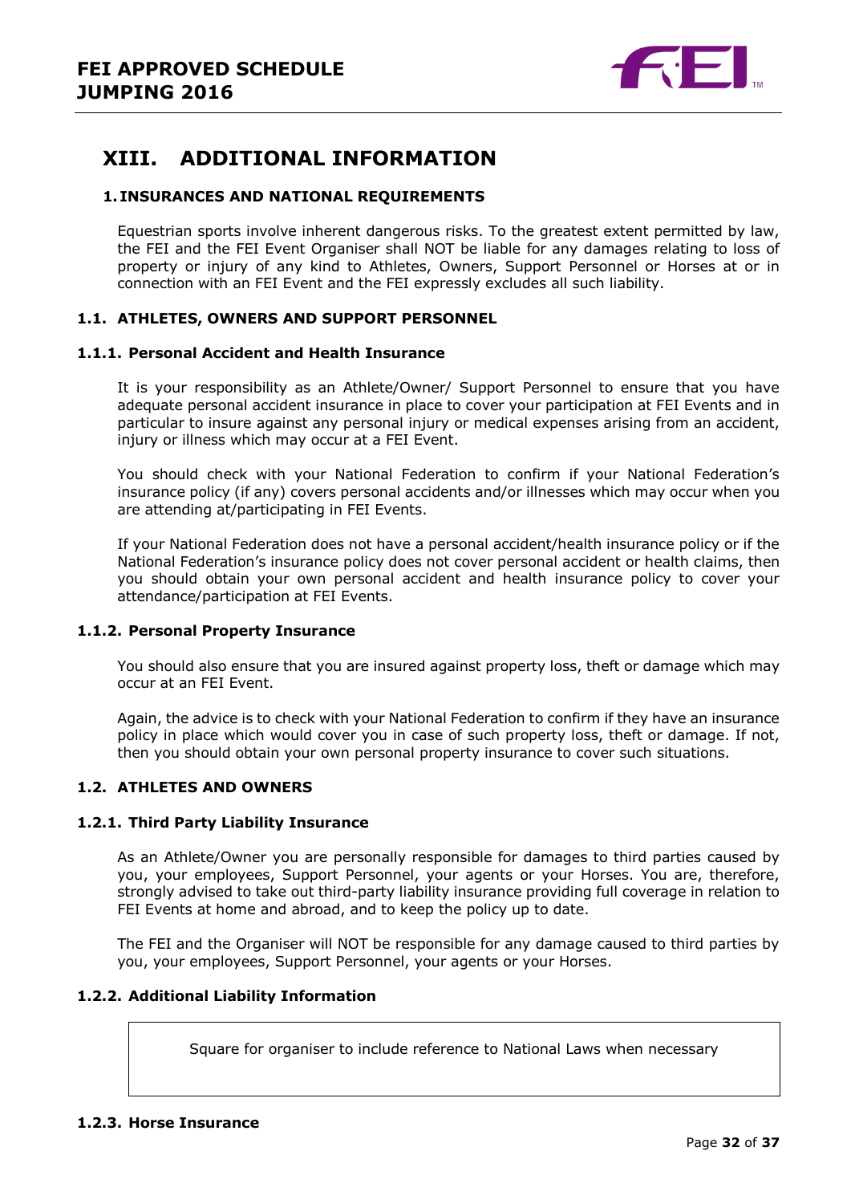# XIII. ADDITIONAL INFORMATION

## 1. INSURANCES AND NATIONAL REQUIREMENTS

Equestrian sports involve inherent dangerous risks. To the greatest extent permitted by law, the FEI and the FEI Event Organiser shall NOT be liable for any damages relating to loss of property or injury of any kind to Athletes, Owners, Support Personnel or Horses at or in connection with an FEI Event and the FEI expressly excludes all such liability.

### 1.1. ATHLETES, OWNERS AND SUPPORT PERSONNEL

#### 1.1.1. Personal Accident and Health Insurance

It is your responsibility as an Athlete/Owner/ Support Personnel to ensure that you have adequate personal accident insurance in place to cover your participation at FEI Events and in particular to insure against any personal injury or medical expenses arising from an accident, injury or illness which may occur at a FEI Event.

You should check with your National Federation to confirm if your National Federation's insurance policy (if any) covers personal accidents and/or illnesses which may occur when you are attending at/participating in FEI Events.

If your National Federation does not have a personal accident/health insurance policy or if the National Federation's insurance policy does not cover personal accident or health claims, then you should obtain your own personal accident and health insurance policy to cover your attendance/participation at FEI Events.

#### 1.1.2. Personal Property Insurance

You should also ensure that you are insured against property loss, theft or damage which may occur at an FEI Event.

Again, the advice is to check with your National Federation to confirm if they have an insurance policy in place which would cover you in case of such property loss, theft or damage. If not, then you should obtain your own personal property insurance to cover such situations.

### 1.2. ATHLETES AND OWNERS

#### 1.2.1. Third Party Liability Insurance

As an Athlete/Owner you are personally responsible for damages to third parties caused by you, your employees, Support Personnel, your agents or your Horses. You are, therefore, strongly advised to take out third-party liability insurance providing full coverage in relation to FEI Events at home and abroad, and to keep the policy up to date.

The FEI and the Organiser will NOT be responsible for any damage caused to third parties by you, your employees, Support Personnel, your agents or your Horses.

#### 1.2.2. Additional Liability Information

| Square for organiser to include reference to National Laws when necessary |
|---|

#### 1.2.3. Horse Insurance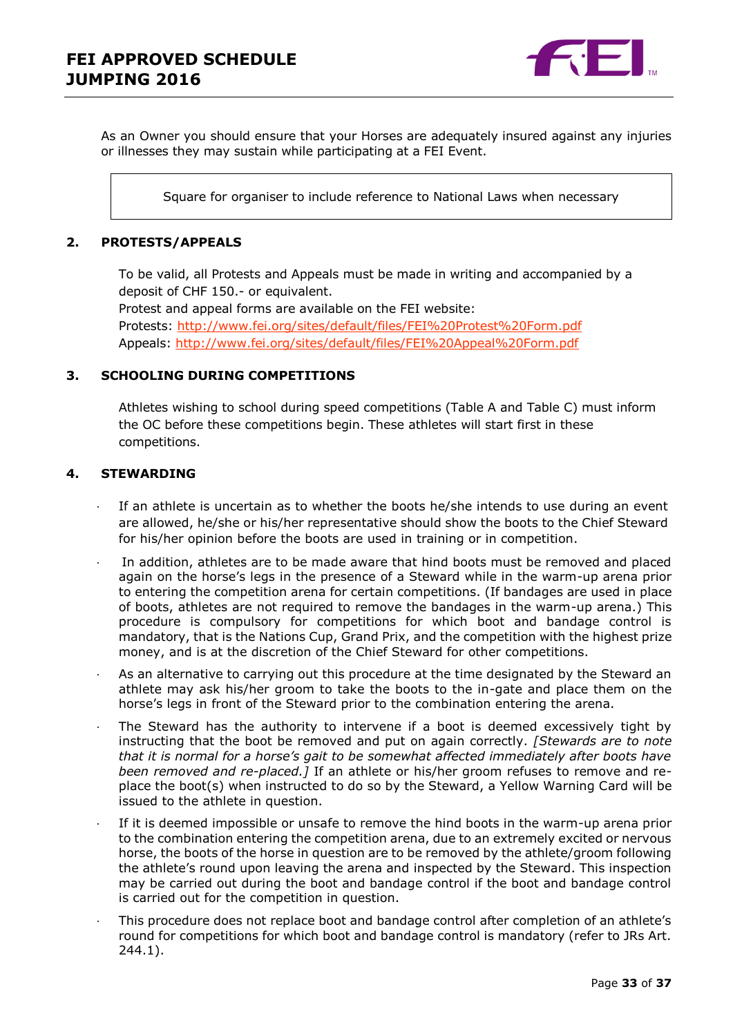As an Owner you should ensure that your Horses are adequately insured against any injuries or illnesses they may sustain while participating at a FEI Event.

| Square for organiser to include reference to National Laws when necessary |
|---|

## 2. PROTESTS/APPEALS

To be valid, all Protests and Appeals must be made in writing and accompanied by a deposit of CHF 150.- or equivalent.
Protest and appeal forms are available on the FEI website:
Protests: http://www.fei.org/sites/default/files/FEI%20Protest%20Form.pdf
Appeals: http://www.fei.org/sites/default/files/FEI%20Appeal%20Form.pdf

## 3. SCHOOLING DURING COMPETITIONS

Athletes wishing to school during speed competitions (Table A and Table C) must inform the OC before these competitions begin. These athletes will start first in these competitions.

## 4. STEWARDING

- If an athlete is uncertain as to whether the boots he/she intends to use during an event are allowed, he/she or his/her representative should show the boots to the Chief Steward for his/her opinion before the boots are used in training or in competition.
- In addition, athletes are to be made aware that hind boots must be removed and placed again on the horse's legs in the presence of a Steward while in the warm-up arena prior to entering the competition arena for certain competitions. (If bandages are used in place of boots, athletes are not required to remove the bandages in the warm-up arena.) This procedure is compulsory for competitions for which boot and bandage control is mandatory, that is the Nations Cup, Grand Prix, and the competition with the highest prize money, and is at the discretion of the Chief Steward for other competitions.
- As an alternative to carrying out this procedure at the time designated by the Steward an athlete may ask his/her groom to take the boots to the in-gate and place them on the horse's legs in front of the Steward prior to the combination entering the arena.
- The Steward has the authority to intervene if a boot is deemed excessively tight by instructing that the boot be removed and put on again correctly. *[Stewards are to note that it is normal for a horse's gait to be somewhat affected immediately after boots have been removed and re-placed.]* If an athlete or his/her groom refuses to remove and re-place the boot(s) when instructed to do so by the Steward, a Yellow Warning Card will be issued to the athlete in question.
- If it is deemed impossible or unsafe to remove the hind boots in the warm-up arena prior to the combination entering the competition arena, due to an extremely excited or nervous horse, the boots of the horse in question are to be removed by the athlete/groom following the athlete's round upon leaving the arena and inspected by the Steward. This inspection may be carried out during the boot and bandage control if the boot and bandage control is carried out for the competition in question.
- This procedure does not replace boot and bandage control after completion of an athlete's round for competitions for which boot and bandage control is mandatory (refer to JRs Art. 244.1).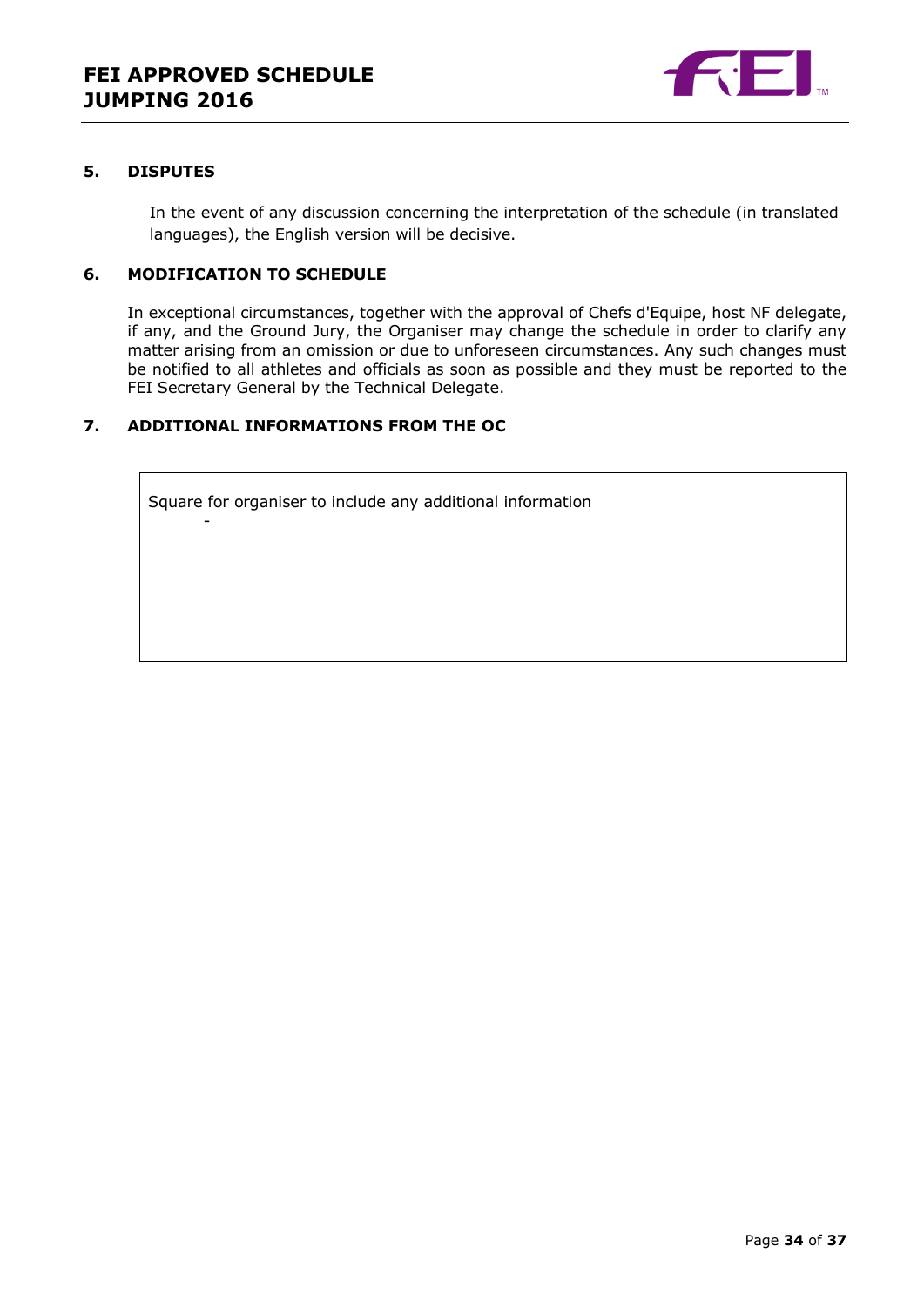## 5. DISPUTES

In the event of any discussion concerning the interpretation of the schedule (in translated languages), the English version will be decisive.

## 6. MODIFICATION TO SCHEDULE

In exceptional circumstances, together with the approval of Chefs d'Equipe, host NF delegate, if any, and the Ground Jury, the Organiser may change the schedule in order to clarify any matter arising from an omission or due to unforeseen circumstances. Any such changes must be notified to all athletes and officials as soon as possible and they must be reported to the FEI Secretary General by the Technical Delegate.

## 7. ADDITIONAL INFORMATIONS FROM THE OC

| Square for organiser to include any additional information<br>- |
|---|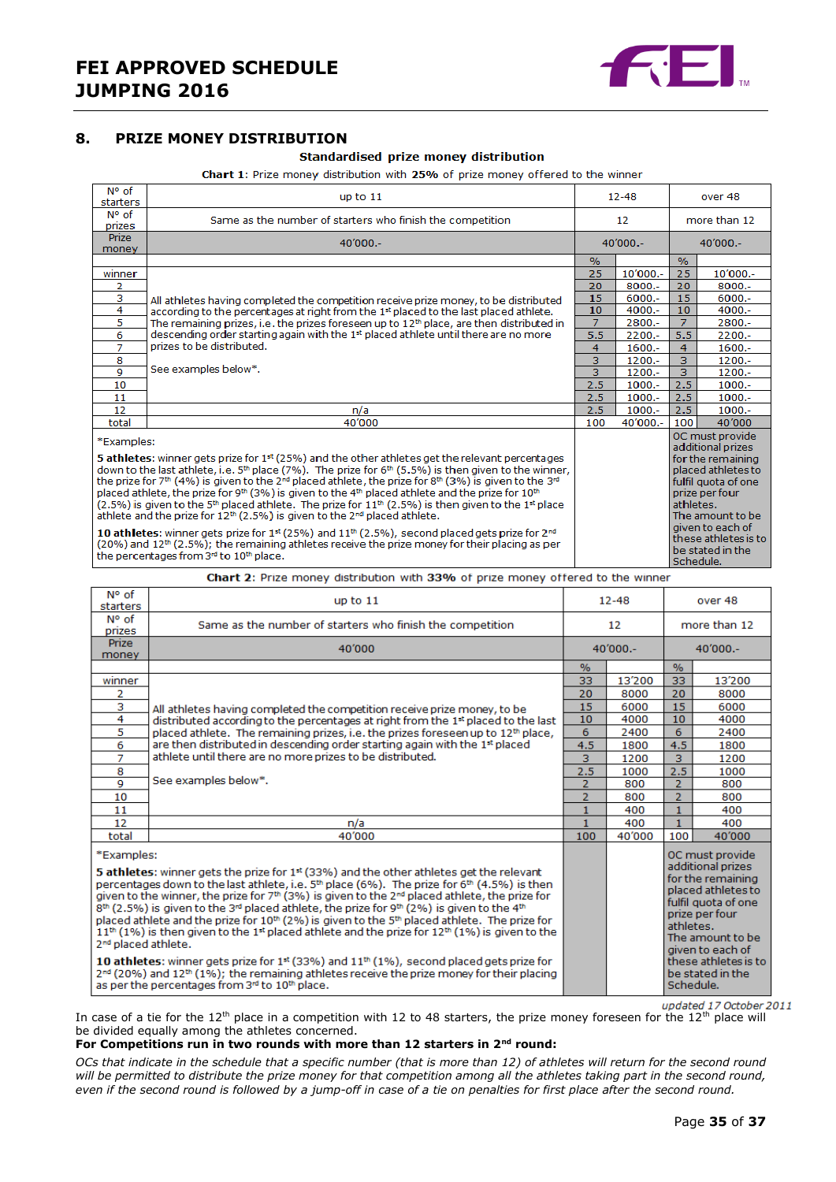## 8. PRIZE MONEY DISTRIBUTION

**Standardised prize money distribution**

**Chart 1**: Prize money distribution with **25%** of prize money offered to the winner

| N° of starters | up to 11 | 12-48 | | over 48 | |
|---|---|---|---|---|---|
| N° of prizes | Same as the number of starters who finish the competition | 12 | | more than 12 | |
| Prize money | 40'000.- | 40'000.- | | 40'000.- | |
| | | % | | % | |
| winner | All athletes having completed the competition receive prize money, to be distributed according to the percentages at right from the 1st placed to the last placed athlete. The remaining prizes, i.e. the prizes foreseen up to 12th place, are then distributed in descending order starting again with the 1st placed athlete until there are no more prizes to be distributed. See examples below*. | 25 | 10'000.- | 25 | 10'000.- |
| 2 | | 20 | 8000.- | 20 | 8000.- |
| 3 | | 15 | 6000.- | 15 | 6000.- |
| 4 | | 10 | 4000.- | 10 | 4000.- |
| 5 | | 7 | 2800.- | 7 | 2800.- |
| 6 | | 5.5 | 2200.- | 5.5 | 2200.- |
| 7 | | 4 | 1600.- | 4 | 1600.- |
| 8 | | 3 | 1200.- | 3 | 1200.- |
| 9 | | 3 | 1200.- | 3 | 1200.- |
| 10 | | 2.5 | 1000.- | 2.5 | 1000.- |
| 11 | | 2.5 | 1000.- | 2.5 | 1000.- |
| 12 | n/a | 2.5 | 1000.- | 2.5 | 1000.- |
| total | 40'000 | 100 | 40'000.- | 100 | 40'000 |

*Examples:

**5 athletes**: winner gets prize for 1st (25%) and the other athletes get the relevant percentages down to the last athlete, i.e. 5th place (7%). The prize for 6th (5.5%) is then given to the winner, the prize for 7th (4%) is given to the 2nd placed athlete, the prize for 8th (3%) is given to the 3rd placed athlete, the prize for 9th (3%) is given to the 4th placed athlete and the prize for 10th (2.5%) is given to the 5th placed athlete. The prize for 11th (2.5%) is then given to the 1st place athlete and the prize for 12th (2.5%) is given to the 2nd placed athlete.

**10 athletes**: winner gets prize for 1st (25%) and 11th (2.5%), second placed gets prize for 2nd (20%) and 12th (2.5%); the remaining athletes receive the prize money for their placing as per the percentages from 3rd to 10th place.

Over 48: OC must provide additional prizes for the remaining placed athletes to fulfil quota of one prize per four athletes. The amount to be given to each of these athletes is to be stated in the Schedule.

**Chart 2**: Prize money distribution with **33%** of prize money offered to the winner

| N° of starters | up to 11 | 12-48 | | over 48 | |
|---|---|---|---|---|---|
| N° of prizes | Same as the number of starters who finish the competition | 12 | | more than 12 | |
| Prize money | 40'000 | 40'000.- | | 40'000.- | |
| | | % | | % | |
| winner | All athletes having completed the competition receive prize money, to be distributed according to the percentages at right from the 1st placed to the last placed athlete. The remaining prizes, i.e. the prizes foreseen up to 12th place, are then distributed in descending order starting again with the 1st placed athlete until there are no more prizes to be distributed. See examples below*. | 33 | 13'200 | 33 | 13'200 |
| 2 | | 20 | 8000 | 20 | 8000 |
| 3 | | 15 | 6000 | 15 | 6000 |
| 4 | | 10 | 4000 | 10 | 4000 |
| 5 | | 6 | 2400 | 6 | 2400 |
| 6 | | 4.5 | 1800 | 4.5 | 1800 |
| 7 | | 3 | 1200 | 3 | 1200 |
| 8 | | 2.5 | 1000 | 2.5 | 1000 |
| 9 | | 2 | 800 | 2 | 800 |
| 10 | | 2 | 800 | 2 | 800 |
| 11 | | 1 | 400 | 1 | 400 |
| 12 | n/a | 1 | 400 | 1 | 400 |
| total | 40'000 | 100 | 40'000 | 100 | 40'000 |

*Examples:

**5 athletes**: winner gets the prize for 1st (33%) and the other athletes get the relevant percentages down to the last athlete, i.e. 5th place (6%). The prize for 6th (4.5%) is then given to the winner, the prize for 7th (3%) is given to the 2nd placed athlete, the prize for 8th (2.5%) is given to the 3rd placed athlete, the prize for 9th (2%) is given to the 4th placed athlete and the prize for 10th (2%) is given to the 5th placed athlete. The prize for 11th (1%) is then given to the 1st placed athlete and the prize for 12th (1%) is given to the 2nd placed athlete.

**10 athletes**: winner gets prize for 1st (33%) and 11th (1%), second placed gets prize for 2nd (20%) and 12th (1%); the remaining athletes receive the prize money for their placing as per the percentages from 3rd to 10th place.

Over 48: OC must provide additional prizes for the remaining placed athletes to fulfil quota of one prize per four athletes. The amount to be given to each of these athletes is to be stated in the Schedule.

*updated 17 October 2011*

In case of a tie for the 12th place in a competition with 12 to 48 starters, the prize money foreseen for the 12th place will be divided equally among the athletes concerned.

**For Competitions run in two rounds with more than 12 starters in 2nd round:**

*OCs that indicate in the schedule that a specific number (that is more than 12) of athletes will return for the second round will be permitted to distribute the prize money for that competition among all the athletes taking part in the second round, even if the second round is followed by a jump-off in case of a tie on penalties for first place after the second round.*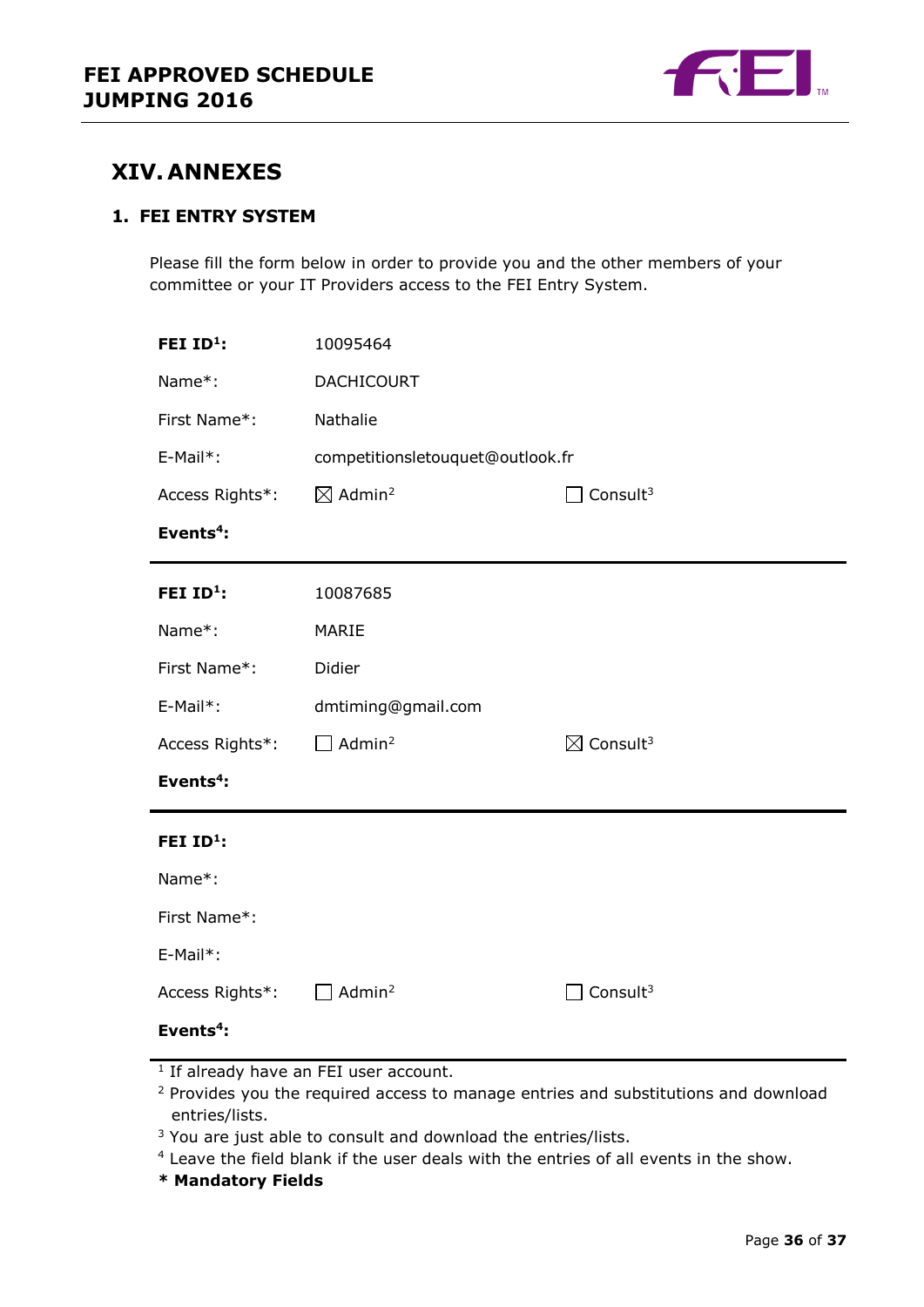# XIV. ANNEXES

## 1. FEI ENTRY SYSTEM

Please fill the form below in order to provide you and the other members of your committee or your IT Providers access to the FEI Entry System.

| | | |
|---|---|---|
| **FEI ID[1]:** | 10095464 | |
| Name*: | DACHICOURT | |
| First Name*: | Nathalie | |
| E-Mail*: | competitionsletouquet@outlook.fr | |
| Access Rights*: | ☒ Admin[2] | ☐ Consult[3] |
| **Events[4]:** | | |

| | | |
|---|---|---|
| **FEI ID[1]:** | 10087685 | |
| Name*: | MARIE | |
| First Name*: | Didier | |
| E-Mail*: | dmtiming@gmail.com | |
| Access Rights*: | ☐ Admin[2] | ☒ Consult[3] |
| **Events[4]:** | | |

| | | |
|---|---|---|
| **FEI ID[1]:** | | |
| Name*: | | |
| First Name*: | | |
| E-Mail*: | | |
| Access Rights*: | ☐ Admin[2] | ☐ Consult[3] |
| **Events[4]:** | | |

[1] If already have an FEI user account.
[2] Provides you the required access to manage entries and substitutions and download entries/lists.
[3] You are just able to consult and download the entries/lists.
[4] Leave the field blank if the user deals with the entries of all events in the show.

**\* Mandatory Fields**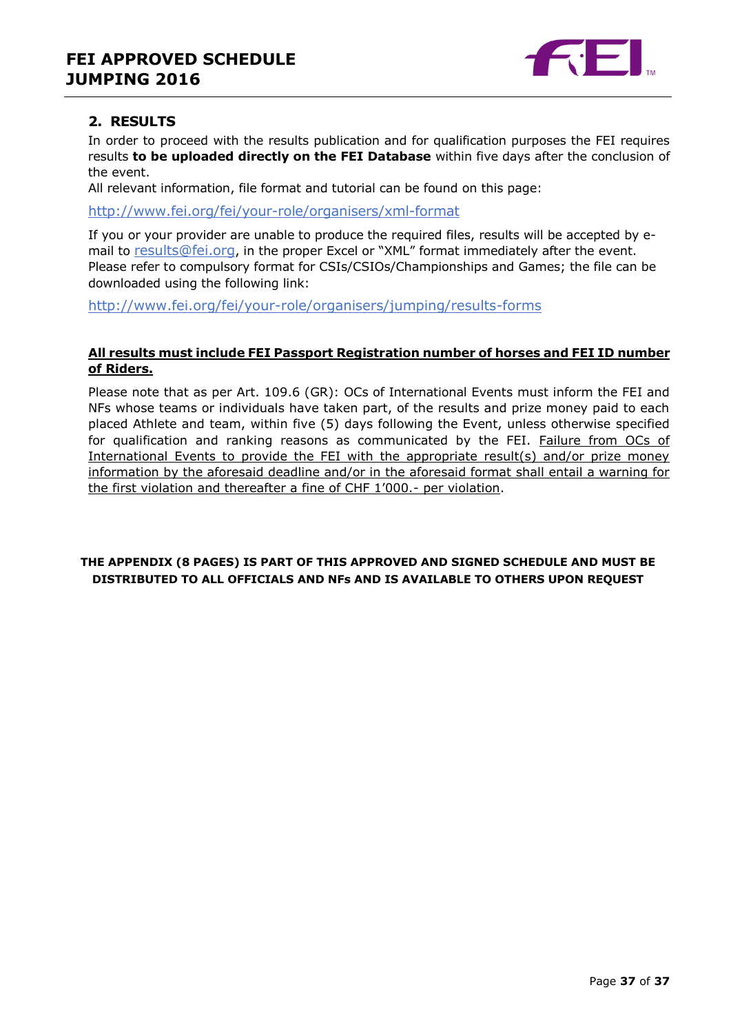## 2. RESULTS

In order to proceed with the results publication and for qualification purposes the FEI requires results **to be uploaded directly on the FEI Database** within five days after the conclusion of the event.

All relevant information, file format and tutorial can be found on this page:

http://www.fei.org/fei/your-role/organisers/xml-format

If you or your provider are unable to produce the required files, results will be accepted by e-mail to results@fei.org, in the proper Excel or "XML" format immediately after the event. Please refer to compulsory format for CSIs/CSIOs/Championships and Games; the file can be downloaded using the following link:

http://www.fei.org/fei/your-role/organisers/jumping/results-forms

**All results must include FEI Passport Registration number of horses and FEI ID number of Riders.**

Please note that as per Art. 109.6 (GR): OCs of International Events must inform the FEI and NFs whose teams or individuals have taken part, of the results and prize money paid to each placed Athlete and team, within five (5) days following the Event, unless otherwise specified for qualification and ranking reasons as communicated by the FEI. Failure from OCs of International Events to provide the FEI with the appropriate result(s) and/or prize money information by the aforesaid deadline and/or in the aforesaid format shall entail a warning for the first violation and thereafter a fine of CHF 1'000.- per violation.

**THE APPENDIX (8 PAGES) IS PART OF THIS APPROVED AND SIGNED SCHEDULE AND MUST BE DISTRIBUTED TO ALL OFFICIALS AND NFs AND IS AVAILABLE TO OTHERS UPON REQUEST**